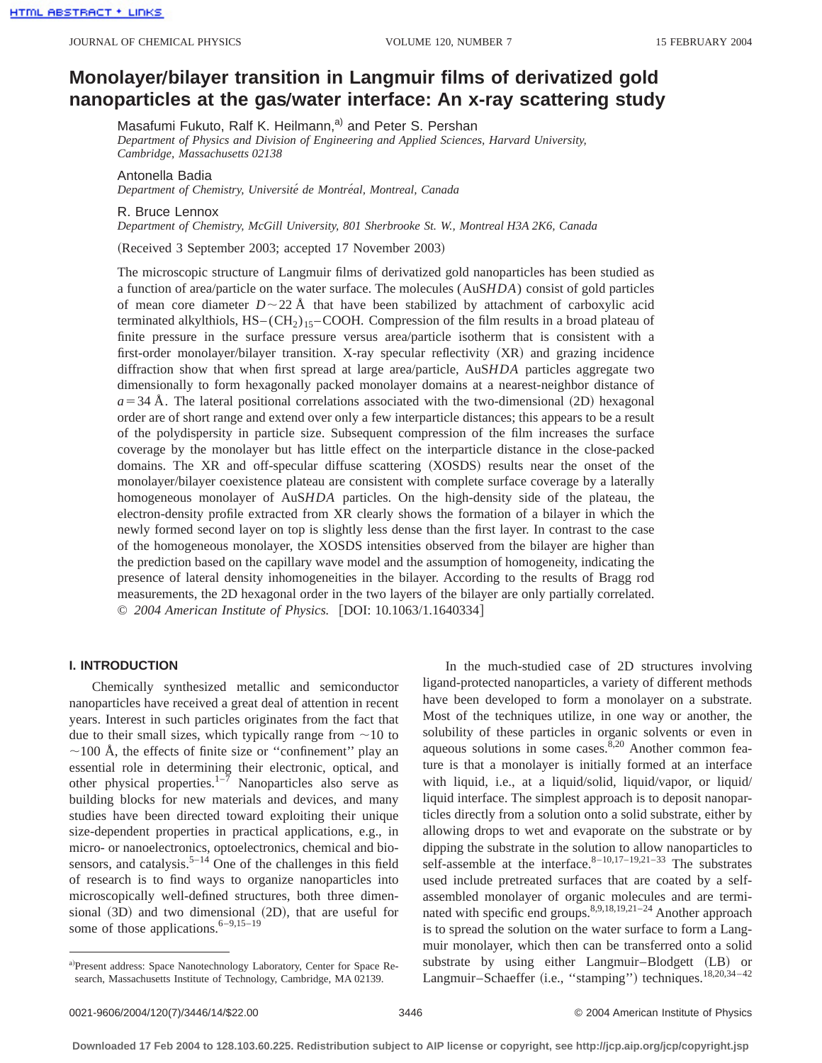# Monolayer/bilayer transition in Langmuir films of derivatized gold nanoparticles at the gas/water interface: An x-ray scattering study

Masafumi Fukuto, Ralf K. Heilmann,[a] and Peter S. Pershan
*Department of Physics and Division of Engineering and Applied Sciences, Harvard University, Cambridge, Massachusetts 02138*

Antonella Badia
*Department of Chemistry, Université de Montréal, Montreal, Canada*

R. Bruce Lennox
*Department of Chemistry, McGill University, 801 Sherbrooke St. W., Montreal H3A 2K6, Canada*

(Received 3 September 2003; accepted 17 November 2003)

The microscopic structure of Langmuir films of derivatized gold nanoparticles has been studied as a function of area/particle on the water surface. The molecules (AuS*HDA*) consist of gold particles of mean core diameter $D\sim 22$ Å that have been stabilized by attachment of carboxylic acid terminated alkylthiols, $HS-(CH_2)_{15}-COOH$. Compression of the film results in a broad plateau of finite pressure in the surface pressure versus area/particle isotherm that is consistent with a first-order monolayer/bilayer transition. X-ray specular reflectivity (XR) and grazing incidence diffraction show that when first spread at large area/particle, AuS*HDA* particles aggregate two dimensionally to form hexagonally packed monolayer domains at a nearest-neighbor distance of $a=34$ Å. The lateral positional correlations associated with the two-dimensional (2D) hexagonal order are of short range and extend over only a few interparticle distances; this appears to be a result of the polydispersity in particle size. Subsequent compression of the film increases the surface coverage by the monolayer but has little effect on the interparticle distance in the close-packed domains. The XR and off-specular diffuse scattering (XOSDS) results near the onset of the monolayer/bilayer coexistence plateau are consistent with complete surface coverage by a laterally homogeneous monolayer of AuS*HDA* particles. On the high-density side of the plateau, the electron-density profile extracted from XR clearly shows the formation of a bilayer in which the newly formed second layer on top is slightly less dense than the first layer. In contrast to the case of the homogeneous monolayer, the XOSDS intensities observed from the bilayer are higher than the prediction based on the capillary wave model and the assumption of homogeneity, indicating the presence of lateral density inhomogeneities in the bilayer. According to the results of Bragg rod measurements, the 2D hexagonal order in the two layers of the bilayer are only partially correlated. © *2004 American Institute of Physics.* [DOI: 10.1063/1.1640334]

## I. INTRODUCTION

Chemically synthesized metallic and semiconductor nanoparticles have received a great deal of attention in recent years. Interest in such particles originates from the fact that due to their small sizes, which typically range from ~10 to ~100 Å, the effects of finite size or "confinement" play an essential role in determining their electronic, optical, and other physical properties.[1–7] Nanoparticles also serve as building blocks for new materials and devices, and many studies have been directed toward exploiting their unique size-dependent properties in practical applications, e.g., in micro- or nanoelectronics, optoelectronics, chemical and biosensors, and catalysis.[5–14] One of the challenges in this field of research is to find ways to organize nanoparticles into microscopically well-defined structures, both three dimensional (3D) and two dimensional (2D), that are useful for some of those applications.[6–9,15–19]

In the much-studied case of 2D structures involving ligand-protected nanoparticles, a variety of different methods have been developed to form a monolayer on a substrate. Most of the techniques utilize, in one way or another, the solubility of these particles in organic solvents or even in aqueous solutions in some cases.[8,20] Another common feature is that a monolayer is initially formed at an interface with liquid, i.e., at a liquid/solid, liquid/vapor, or liquid/liquid interface. The simplest approach is to deposit nanoparticles directly from a solution onto a solid substrate, either by allowing drops to wet and evaporate on the substrate or by dipping the substrate in the solution to allow nanoparticles to self-assemble at the interface.[8–10,17–19,21–33] The substrates used include pretreated surfaces that are coated by a self-assembled monolayer of organic molecules and are terminated with specific end groups.[8,9,18,19,21–24] Another approach is to spread the solution on the water surface to form a Langmuir monolayer, which then can be transferred onto a solid substrate by using either Langmuir–Blodgett (LB) or Langmuir–Schaeffer (i.e., "stamping") techniques.[18,20,34–42]

[a] Present address: Space Nanotechnology Laboratory, Center for Space Research, Massachusetts Institute of Technology, Cambridge, MA 02139.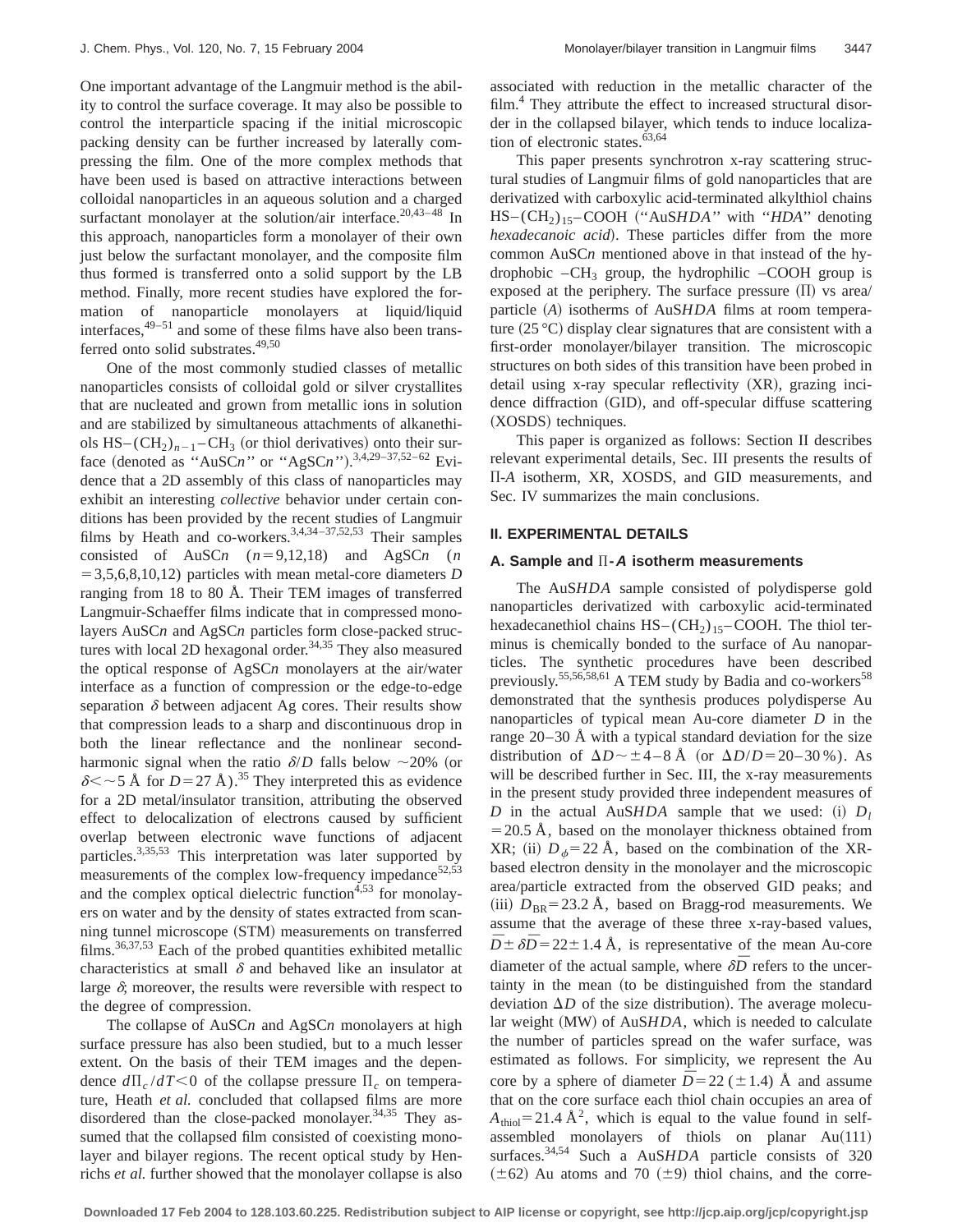One important advantage of the Langmuir method is the ability to control the surface coverage. It may also be possible to control the interparticle spacing if the initial microscopic packing density can be further increased by laterally compressing the film. One of the more complex methods that have been used is based on attractive interactions between colloidal nanoparticles in an aqueous solution and a charged surfactant monolayer at the solution/air interface.[20,43–48] In this approach, nanoparticles form a monolayer of their own just below the surfactant monolayer, and the composite film thus formed is transferred onto a solid support by the LB method. Finally, more recent studies have explored the formation of nanoparticle monolayers at liquid/liquid interfaces,[49–51] and some of these films have also been transferred onto solid substrates.[49,50]

One of the most commonly studied classes of metallic nanoparticles consists of colloidal gold or silver crystallites that are nucleated and grown from metallic ions in solution and are stabilized by simultaneous attachments of alkanethiols $HS-(CH_2)_{n-1}-CH_3$ (or thiol derivatives) onto their surface (denoted as "AuSC*n*" or "AgSC*n*").[3,4,29–37,52–62] Evidence that a 2D assembly of this class of nanoparticles may exhibit an interesting *collective* behavior under certain conditions has been provided by the recent studies of Langmuir films by Heath and co-workers.[3,4,34–37,52,53] Their samples consisted of AuSC*n* ($n=9,12,18$) and AgSC*n* ($n=3,5,6,8,10,12$) particles with mean metal-core diameters $D$ ranging from 18 to 80 Å. Their TEM images of transferred Langmuir-Schaeffer films indicate that in compressed monolayers AuSC*n* and AgSC*n* particles form close-packed structures with local 2D hexagonal order.[34,35] They also measured the optical response of AgSC*n* monolayers at the air/water interface as a function of compression or the edge-to-edge separation $\delta$ between adjacent Ag cores. Their results show that compression leads to a sharp and discontinuous drop in both the linear reflectance and the nonlinear second-harmonic signal when the ratio $\delta/D$ falls below $\sim$20% (or $\delta < \sim 5$ Å for $D=27$ Å).[35] They interpreted this as evidence for a 2D metal/insulator transition, attributing the observed effect to delocalization of electrons caused by sufficient overlap between electronic wave functions of adjacent particles.[3,35,53] This interpretation was later supported by measurements of the complex low-frequency impedance[52,53] and the complex optical dielectric function[4,53] for monolayers on water and by the density of states extracted from scanning tunnel microscope (STM) measurements on transferred films.[36,37,53] Each of the probed quantities exhibited metallic characteristics at small $\delta$ and behaved like an insulator at large $\delta$; moreover, the results were reversible with respect to the degree of compression.

The collapse of AuSC*n* and AgSC*n* monolayers at high surface pressure has also been studied, but to a much lesser extent. On the basis of their TEM images and the dependence $d\Pi_c/dT < 0$ of the collapse pressure $\Pi_c$ on temperature, Heath *et al.* concluded that collapsed films are more disordered than the close-packed monolayer.[34,35] They assumed that the collapsed film consisted of coexisting monolayer and bilayer regions. The recent optical study by Henrichs *et al.* further showed that the monolayer collapse is also associated with reduction in the metallic character of the film.[4] They attribute the effect to increased structural disorder in the collapsed bilayer, which tends to induce localization of electronic states.[63,64]

This paper presents synchrotron x-ray scattering structural studies of Langmuir films of gold nanoparticles that are derivatized with carboxylic acid-terminated alkylthiol chains $HS-(CH_2)_{15}-COOH$ ("AuS*HDA*" with "*HDA*" denoting *hexadecanoic acid*). These particles differ from the more common AuSC*n* mentioned above in that instead of the hydrophobic $-CH_3$ group, the hydrophilic $-COOH$ group is exposed at the periphery. The surface pressure ($\Pi$) vs area/particle ($A$) isotherms of AuS*HDA* films at room temperature (25 °C) display clear signatures that are consistent with a first-order monolayer/bilayer transition. The microscopic structures on both sides of this transition have been probed in detail using x-ray specular reflectivity (XR), grazing incidence diffraction (GID), and off-specular diffuse scattering (XOSDS) techniques.

This paper is organized as follows: Section II describes relevant experimental details, Sec. III presents the results of $\Pi$-$A$ isotherm, XR, XOSDS, and GID measurements, and Sec. IV summarizes the main conclusions.

## II. EXPERIMENTAL DETAILS

### A. Sample and $\Pi$-$A$ isotherm measurements

The AuS*HDA* sample consisted of polydisperse gold nanoparticles derivatized with carboxylic acid-terminated hexadecanethiol chains $HS-(CH_2)_{15}-COOH$. The thiol terminus is chemically bonded to the surface of Au nanoparticles. The synthetic procedures have been described previously.[55,56,58,61] A TEM study by Badia and co-workers[58] demonstrated that the synthesis produces polydisperse Au nanoparticles of typical mean Au-core diameter $D$ in the range 20–30 Å with a typical standard deviation for the size distribution of $\Delta D \sim \pm 4-8$ Å (or $\Delta D/D = 20-30\%$). As will be described further in Sec. III, the x-ray measurements in the present study provided three independent measures of $D$ in the actual AuS*HDA* sample that we used: (i) $D_l = 20.5$ Å, based on the monolayer thickness obtained from XR; (ii) $D_\phi = 22$ Å, based on the combination of the XR-based electron density in the monolayer and the microscopic area/particle extracted from the observed GID peaks; and (iii) $D_{BR} = 23.2$ Å, based on Bragg-rod measurements. We assume that the average of these three x-ray-based values, $\bar{D} \pm \delta\bar{D} = 22 \pm 1.4$ Å, is representative of the mean Au-core diameter of the actual sample, where $\delta\bar{D}$ refers to the uncertainty in the mean (to be distinguished from the standard deviation $\Delta D$ of the size distribution). The average molecular weight (MW) of AuS*HDA*, which is needed to calculate the number of particles spread on the wafer surface, was estimated as follows. For simplicity, we represent the Au core by a sphere of diameter $\bar{D} = 22$ ($\pm 1.4$) Å and assume that on the core surface each thiol chain occupies an area of $A_{\text{thiol}} = 21.4$ Å$^2$, which is equal to the value found in self-assembled monolayers of thiols on planar Au(111) surfaces.[34,54] Such a AuS*HDA* particle consists of 320 ($\pm 62$) Au atoms and 70 ($\pm 9$) thiol chains, and the corre-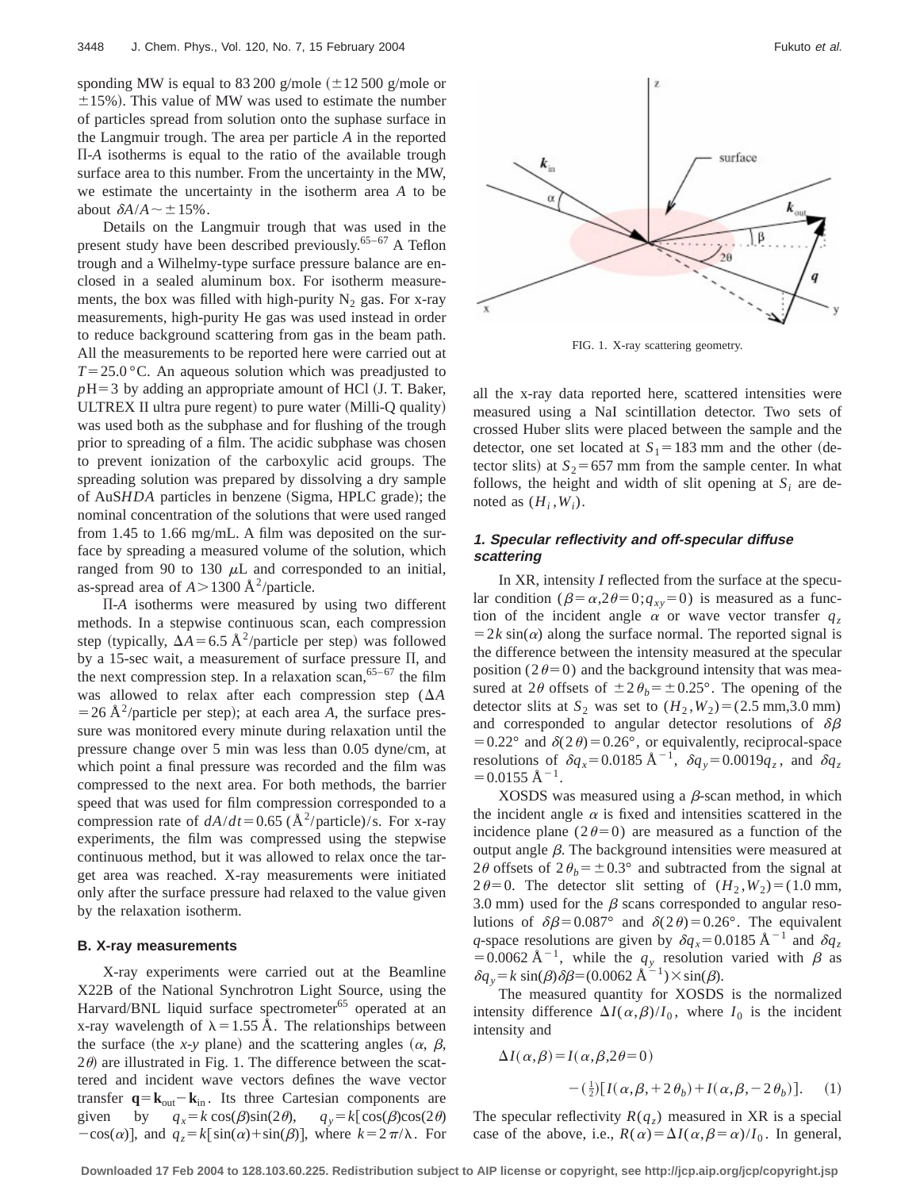sponding MW is equal to 83 200 g/mole (±12 500 g/mole or ±15%). This value of MW was used to estimate the number of particles spread from solution onto the suphase surface in the Langmuir trough. The area per particle $A$ in the reported Π-$A$ isotherms is equal to the ratio of the available trough surface area to this number. From the uncertainty in the MW, we estimate the uncertainty in the isotherm area $A$ to be about $\delta A/A \sim \pm 15\%$.

Details on the Langmuir trough that was used in the present study have been described previously.[65–67] A Teflon trough and a Wilhelmy-type surface pressure balance are enclosed in a sealed aluminum box. For isotherm measurements, the box was filled with high-purity $N_2$ gas. For x-ray measurements, high-purity He gas was used instead in order to reduce background scattering from gas in the beam path. All the measurements to be reported here were carried out at $T = 25.0\,°C$. An aqueous solution which was preadjusted to $p$H=3 by adding an appropriate amount of HCl (J. T. Baker, ULTREX II ultra pure regent) to pure water (Milli-Q quality) was used both as the subphase and for flushing of the trough prior to spreading of a film. The acidic subphase was chosen to prevent ionization of the carboxylic acid groups. The spreading solution was prepared by dissolving a dry sample of AuS*HDA* particles in benzene (Sigma, HPLC grade); the nominal concentration of the solutions that were used ranged from 1.45 to 1.66 mg/mL. A film was deposited on the surface by spreading a measured volume of the solution, which ranged from 90 to 130 μL and corresponded to an initial, as-spread area of $A > 1300$ Å$^2$/particle.

Π-$A$ isotherms were measured by using two different methods. In a stepwise continuous scan, each compression step (typically, $\Delta A = 6.5$ Å$^2$/particle per step) was followed by a 15-sec wait, a measurement of surface pressure Π, and the next compression step. In a relaxation scan,[65–67] the film was allowed to relax after each compression step ($\Delta A = 26$ Å$^2$/particle per step); at each area $A$, the surface pressure was monitored every minute during relaxation until the pressure change over 5 min was less than 0.05 dyne/cm, at which point a final pressure was recorded and the film was compressed to the next area. For both methods, the barrier speed that was used for film compression corresponded to a compression rate of $dA/dt = 0.65$ (Å$^2$/particle)/s. For x-ray experiments, the film was compressed using the stepwise continuous method, but it was allowed to relax once the target area was reached. X-ray measurements were initiated only after the surface pressure had relaxed to the value given by the relaxation isotherm.

### B. X-ray measurements

X-ray experiments were carried out at the Beamline X22B of the National Synchrotron Light Source, using the Harvard/BNL liquid surface spectrometer[65] operated at an x-ray wavelength of $\lambda = 1.55$ Å. The relationships between the surface (the *x-y* plane) and the scattering angles ($\alpha$, $\beta$, $2\theta$) are illustrated in Fig. 1. The difference between the scattered and incident wave vectors defines the wave vector transfer $\mathbf{q} = \mathbf{k}_{\mathrm{out}} - \mathbf{k}_{\mathrm{in}}$. Its three Cartesian components are given by $q_x = k\cos(\beta)\sin(2\theta)$, $q_y = k[\cos(\beta)\cos(2\theta) - \cos(\alpha)]$, and $q_z = k[\sin(\alpha) + \sin(\beta)]$, where $k = 2\pi/\lambda$. For all the x-ray data reported here, scattered intensities were measured using a NaI scintillation detector. Two sets of crossed Huber slits were placed between the sample and the detector, one set located at $S_1 = 183$ mm and the other (detector slits) at $S_2 = 657$ mm from the sample center. In what follows, the height and width of slit opening at $S_i$ are denoted as $(H_i, W_i)$.

FIG. 1. X-ray scattering geometry.

#### 1. Specular reflectivity and off-specular diffuse scattering

In XR, intensity $I$ reflected from the surface at the specular condition ($\beta = \alpha, 2\theta = 0; q_{xy} = 0$) is measured as a function of the incident angle $\alpha$ or wave vector transfer $q_z = 2k\sin(\alpha)$ along the surface normal. The reported signal is the difference between the intensity measured at the specular position ($2\theta = 0$) and the background intensity that was measured at $2\theta$ offsets of $\pm 2\theta_b = \pm 0.25°$. The opening of the detector slits at $S_2$ was set to $(H_2, W_2) = (2.5$ mm, $3.0$ mm) and corresponded to angular detector resolutions of $\delta\beta = 0.22°$ and $\delta(2\theta) = 0.26°$, or equivalently, reciprocal-space resolutions of $\delta q_x = 0.0185$ Å$^{-1}$, $\delta q_y = 0.0019 q_z$, and $\delta q_z = 0.0155$ Å$^{-1}$.

XOSDS was measured using a $\beta$-scan method, in which the incident angle $\alpha$ is fixed and intensities scattered in the incidence plane ($2\theta = 0$) are measured as a function of the output angle $\beta$. The background intensities were measured at $2\theta$ offsets of $2\theta_b = \pm 0.3°$ and subtracted from the signal at $2\theta = 0$. The detector slit setting of $(H_2, W_2) = (1.0$ mm, $3.0$ mm) used for the $\beta$ scans corresponded to angular resolutions of $\delta\beta = 0.087°$ and $\delta(2\theta) = 0.26°$. The equivalent $q$-space resolutions are given by $\delta q_x = 0.0185$ Å$^{-1}$ and $\delta q_z = 0.0062$ Å$^{-1}$, while the $q_y$ resolution varied with $\beta$ as $\delta q_y = k\sin(\beta)\delta\beta = (0.0062$ Å$^{-1}) \times \sin(\beta)$.

The measured quantity for XOSDS is the normalized intensity difference $\Delta I(\alpha,\beta)/I_0$, where $I_0$ is the incident intensity and

$$\Delta I(\alpha,\beta) = I(\alpha,\beta,2\theta=0) - \left(\tfrac{1}{2}\right)[I(\alpha,\beta,+2\theta_b) + I(\alpha,\beta,-2\theta_b)]. \quad (1)$$

The specular reflectivity $R(q_z)$ measured in XR is a special case of the above, i.e., $R(\alpha) = \Delta I(\alpha,\beta=\alpha)/I_0$. In general,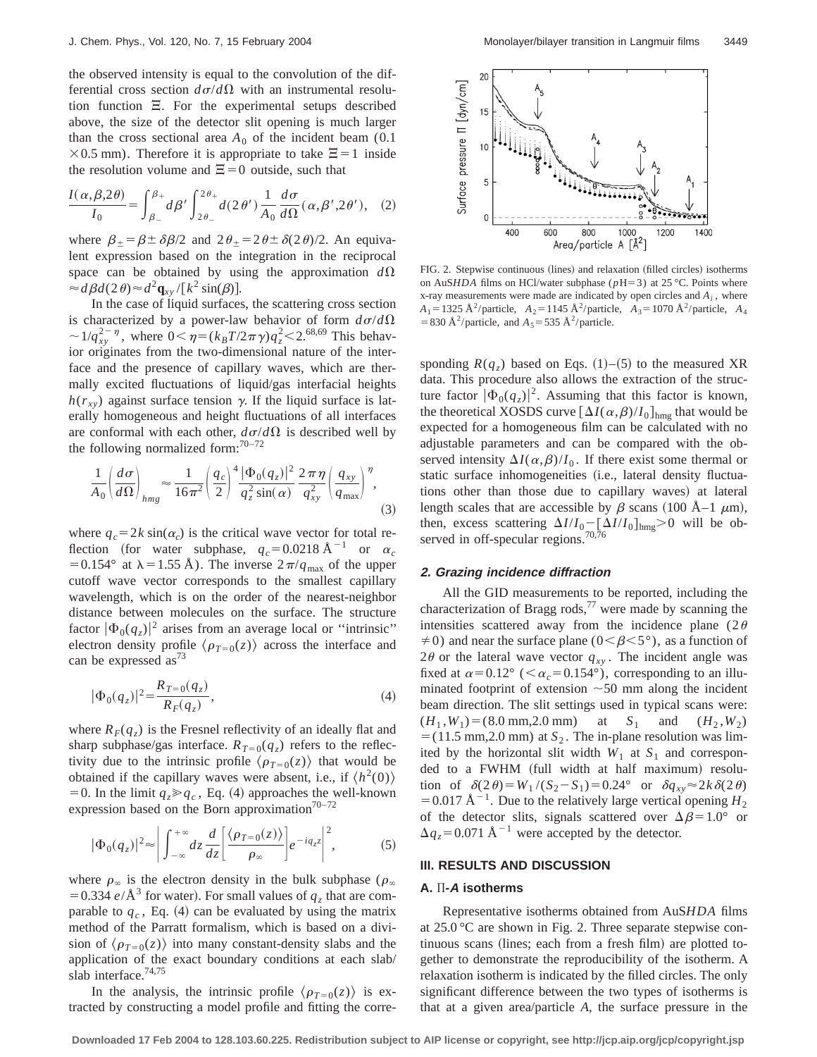the observed intensity is equal to the convolution of the differential cross section $d\sigma/d\Omega$ with an instrumental resolution function $\Xi$. For the experimental setups described above, the size of the detector slit opening is much larger than the cross sectional area $A_0$ of the incident beam (0.1 $\times$0.5 mm). Therefore it is appropriate to take $\Xi=1$ inside the resolution volume and $\Xi=0$ outside, such that

$$\frac{I(\alpha,\beta,2\theta)}{I_0}=\int_{\beta_-}^{\beta_+}d\beta'\int_{2\theta_-}^{2\theta_+}d(2\theta')\,\frac{1}{A_0}\,\frac{d\sigma}{d\Omega}(\alpha,\beta',2\theta'),\quad (2)$$

where $\beta_\pm=\beta\pm\delta\beta/2$ and $2\theta_\pm=2\theta\pm\delta(2\theta)/2$. An equivalent expression based on the integration in the reciprocal space can be obtained by using the approximation $d\Omega \approx d\beta d(2\theta)\approx d^2\mathbf{q}_{xy}/[k^2\sin(\beta)]$.

In the case of liquid surfaces, the scattering cross section is characterized by a power-law behavior of form $d\sigma/d\Omega \sim 1/q_{xy}^{2-\eta}$, where $0<\eta=(k_BT/2\pi\gamma)q_z^2<2$.[68,69] This behavior originates from the two-dimensional nature of the interface and the presence of capillary waves, which are thermally excited fluctuations of liquid/gas interfacial heights $h(r_{xy})$ against surface tension $\gamma$. If the liquid surface is laterally homogeneous and height fluctuations of all interfaces are conformal with each other, $d\sigma/d\Omega$ is described well by the following normalized form:[70–72]

$$\frac{1}{A_0}\left(\frac{d\sigma}{d\Omega}\right)_{hmg}\approx\frac{1}{16\pi^2}\left(\frac{q_c}{2}\right)^4\frac{|\Phi_0(q_z)|^2}{q_z^2\sin(\alpha)}\,\frac{2\pi\eta}{q_{xy}^2}\left(\frac{q_{xy}}{q_{\max}}\right)^\eta,\quad (3)$$

where $q_c=2k\sin(\alpha_c)$ is the critical wave vector for total reflection (for water subphase, $q_c=0.0218$ Å$^{-1}$ or $\alpha_c=0.154°$ at $\lambda=1.55$ Å). The inverse $2\pi/q_{\max}$ of the upper cutoff wave vector corresponds to the smallest capillary wavelength, which is on the order of the nearest-neighbor distance between molecules on the surface. The structure factor $|\Phi_0(q_z)|^2$ arises from an average local or ''intrinsic'' electron density profile $\langle\rho_{T=0}(z)\rangle$ across the interface and can be expressed as[73]

$$|\Phi_0(q_z)|^2=\frac{R_{T=0}(q_z)}{R_F(q_z)},\quad (4)$$

where $R_F(q_z)$ is the Fresnel reflectivity of an ideally flat and sharp subphase/gas interface. $R_{T=0}(q_z)$ refers to the reflectivity due to the intrinsic profile $\langle\rho_{T=0}(z)\rangle$ that would be obtained if the capillary waves were absent, i.e., if $\langle h^2(0)\rangle=0$. In the limit $q_z\gg q_c$, Eq. (4) approaches the well-known expression based on the Born approximation[70–72]

$$|\Phi_0(q_z)|^2\approx\left|\int_{-\infty}^{+\infty}dz\,\frac{d}{dz}\left[\frac{\langle\rho_{T=0}(z)\rangle}{\rho_\infty}\right]e^{-iq_zz}\right|^2,\quad (5)$$

where $\rho_\infty$ is the electron density in the bulk subphase ($\rho_\infty=0.334\ e/$Å$^3$ for water). For small values of $q_z$ that are comparable to $q_c$, Eq. (4) can be evaluated by using the matrix method of the Parratt formalism, which is based on a division of $\langle\rho_{T=0}(z)\rangle$ into many constant-density slabs and the application of the exact boundary conditions at each slab/slab interface.[74,75]

In the analysis, the intrinsic profile $\langle\rho_{T=0}(z)\rangle$ is extracted by constructing a model profile and fitting the corresponding $R(q_z)$ based on Eqs. (1)–(5) to the measured XR data. This procedure also allows the extraction of the structure factor $|\Phi_0(q_z)|^2$. Assuming that this factor is known, the theoretical XOSDS curve $[\Delta I(\alpha,\beta)/I_0]_{\rm hmg}$ that would be expected for a homogeneous film can be calculated with no adjustable parameters and can be compared with the observed intensity $\Delta I(\alpha,\beta)/I_0$. If there exist some thermal or static surface inhomogeneities (i.e., lateral density fluctuations other than those due to capillary waves) at lateral length scales that are accessible by $\beta$ scans (100 Å–1 $\mu$m), then, excess scattering $\Delta I/I_0-[\Delta I/I_0]_{\rm hmg}>0$ will be observed in off-specular regions.[70,76]

FIG. 2. Stepwise continuous (lines) and relaxation (filled circles) isotherms on AuS*HDA* films on HCl/water subphase (pH=3) at 25 °C. Points where x-ray measurements were made are indicated by open circles and $A_i$, where $A_1=1325$ Å$^2$/particle, $A_2=1145$ Å$^2$/particle, $A_3=1070$ Å$^2$/particle, $A_4=830$ Å$^2$/particle, and $A_5=535$ Å$^2$/particle.

### 2. Grazing incidence diffraction

All the GID measurements to be reported, including the characterization of Bragg rods,[77] were made by scanning the intensities scattered away from the incidence plane ($2\theta\neq 0$) and near the surface plane ($0<\beta<5°$), as a function of $2\theta$ or the lateral wave vector $q_{xy}$. The incident angle was fixed at $\alpha=0.12°$ ($<\alpha_c=0.154°$), corresponding to an illuminated footprint of extension $\sim$50 mm along the incident beam direction. The slit settings used in typical scans were: $(H_1,W_1)=(8.0\text{ mm},2.0\text{ mm})$ at $S_1$ and $(H_2,W_2)=(11.5\text{ mm},2.0\text{ mm})$ at $S_2$. The in-plane resolution was limited by the horizontal slit width $W_1$ at $S_1$ and corresponded to a FWHM (full width at half maximum) resolution of $\delta(2\theta)=W_1/(S_2-S_1)=0.24°$ or $\delta q_{xy}\approx 2k\delta(2\theta)=0.017$ Å$^{-1}$. Due to the relatively large vertical opening $H_2$ of the detector slits, signals scattered over $\Delta\beta=1.0°$ or $\Delta q_z=0.071$ Å$^{-1}$ were accepted by the detector.

## III. RESULTS AND DISCUSSION

### A. Π-*A* isotherms

Representative isotherms obtained from AuS*HDA* films at 25.0 °C are shown in Fig. 2. Three separate stepwise continuous scans (lines; each from a fresh film) are plotted together to demonstrate the reproducibility of the isotherm. A relaxation isotherm is indicated by the filled circles. The only significant difference between the two types of isotherms is that at a given area/particle *A*, the surface pressure in the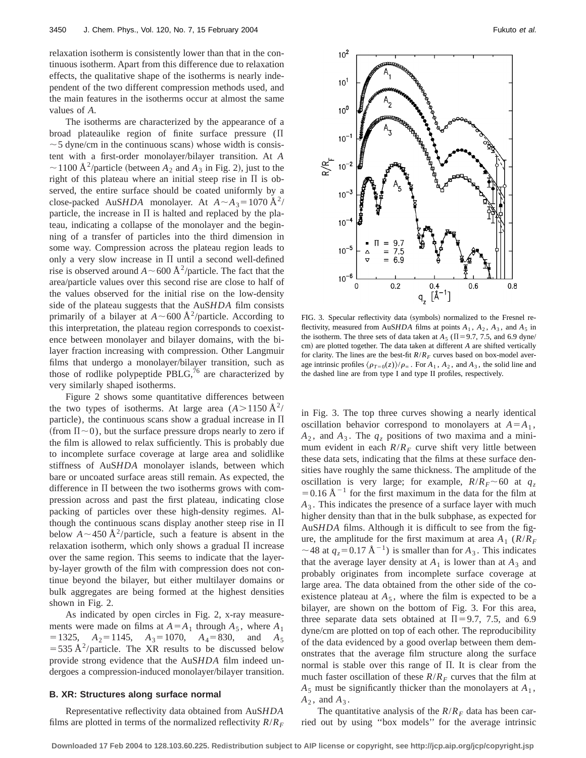relaxation isotherm is consistently lower than that in the continuous isotherm. Apart from this difference due to relaxation effects, the qualitative shape of the isotherms is nearly independent of the two different compression methods used, and the main features in the isotherms occur at almost the same values of $A$.

The isotherms are characterized by the appearance of a broad plateaulike region of finite surface pressure ($\Pi \sim 5$ dyne/cm in the continuous scans) whose width is consistent with a first-order monolayer/bilayer transition. At $A \sim 1100$ Å$^2$/particle (between $A_2$ and $A_3$ in Fig. 2), just to the right of this plateau where an initial steep rise in $\Pi$ is observed, the entire surface should be coated uniformly by a close-packed Au*SHDA* monolayer. At $A \sim A_3 = 1070$ Å$^2$/particle, the increase in $\Pi$ is halted and replaced by the plateau, indicating a collapse of the monolayer and the beginning of a transfer of particles into the third dimension in some way. Compression across the plateau region leads to only a very slow increase in $\Pi$ until a second well-defined rise is observed around $A \sim 600$ Å$^2$/particle. The fact that the area/particle values over this second rise are close to half of the values observed for the initial rise on the low-density side of the plateau suggests that the Au*SHDA* film consists primarily of a bilayer at $A \sim 600$ Å$^2$/particle. According to this interpretation, the plateau region corresponds to coexistence between monolayer and bilayer domains, with the bilayer fraction increasing with compression. Other Langmuir films that undergo a monolayer/bilayer transition, such as those of rodlike polypeptide PBLG,[76] are characterized by very similarly shaped isotherms.

Figure 2 shows some quantitative differences between the two types of isotherms. At large area ($A > 1150$ Å$^2$/particle), the continuous scans show a gradual increase in $\Pi$ (from $\Pi \sim 0$), but the surface pressure drops nearly to zero if the film is allowed to relax sufficiently. This is probably due to incomplete surface coverage at large area and solidlike stiffness of Au*SHDA* monolayer islands, between which bare or uncoated surface areas still remain. As expected, the difference in $\Pi$ between the two isotherms grows with compression across and past the first plateau, indicating close packing of particles over these high-density regimes. Although the continuous scans display another steep rise in $\Pi$ below $A \sim 450$ Å$^2$/particle, such a feature is absent in the relaxation isotherm, which only shows a gradual $\Pi$ increase over the same region. This seems to indicate that the layer-by-layer growth of the film with compression does not continue beyond the bilayer, but either multilayer domains or bulk aggregates are being formed at the highest densities shown in Fig. 2.

As indicated by open circles in Fig. 2, x-ray measurements were made on films at $A = A_1$ through $A_5$, where $A_1 = 1325$, $A_2 = 1145$, $A_3 = 1070$, $A_4 = 830$, and $A_5 = 535$ Å$^2$/particle. The XR results to be discussed below provide strong evidence that the Au*SHDA* film indeed undergoes a compression-induced monolayer/bilayer transition.

### B. XR: Structures along surface normal

Representative reflectivity data obtained from Au*SHDA* films are plotted in terms of the normalized reflectivity $R/R_F$ in Fig. 3. The top three curves showing a nearly identical oscillation behavior correspond to monolayers at $A = A_1$, $A_2$, and $A_3$. The $q_z$ positions of two maxima and a minimum evident in each $R/R_F$ curve shift very little between these data sets, indicating that the films at these surface densities have roughly the same thickness. The amplitude of the oscillation is very large; for example, $R/R_F \sim 60$ at $q_z = 0.16$ Å$^{-1}$ for the first maximum in the data for the film at $A_3$. This indicates the presence of a surface layer with much higher density than that in the bulk subphase, as expected for Au*SHDA* films. Although it is difficult to see from the figure, the amplitude for the first maximum at area $A_1$ ($R/R_F \sim 48$ at $q_z = 0.17$ Å$^{-1}$) is smaller than for $A_3$. This indicates that the average layer density at $A_1$ is lower than at $A_3$ and probably originates from incomplete surface coverage at large area. The data obtained from the other side of the coexistence plateau at $A_5$, where the film is expected to be a bilayer, are shown on the bottom of Fig. 3. For this area, three separate data sets obtained at $\Pi = 9.7$, 7.5, and 6.9 dyne/cm are plotted on top of each other. The reproducibility of the data evidenced by a good overlap between them demonstrates that the average film structure along the surface normal is stable over this range of $\Pi$. It is clear from the much faster oscillation of these $R/R_F$ curves that the film at $A_5$ must be significantly thicker than the monolayers at $A_1$, $A_2$, and $A_3$.

The quantitative analysis of the $R/R_F$ data has been carried out by using "box models" for the average intrinsic

FIG. 3. Specular reflectivity data (symbols) normalized to the Fresnel reflectivity, measured from Au*SHDA* films at points $A_1$, $A_2$, $A_3$, and $A_5$ in the isotherm. The three sets of data taken at $A_5$ ($\Pi = 9.7$, 7.5, and 6.9 dyne/cm) are plotted together. The data taken at different $A$ are shifted vertically for clarity. The lines are the best-fit $R/R_F$ curves based on box-model average intrinsic profiles $\langle \rho_{T=0}(z) \rangle / \rho_\infty$. For $A_1$, $A_2$, and $A_3$, the solid line and the dashed line are from type I and type II profiles, respectively.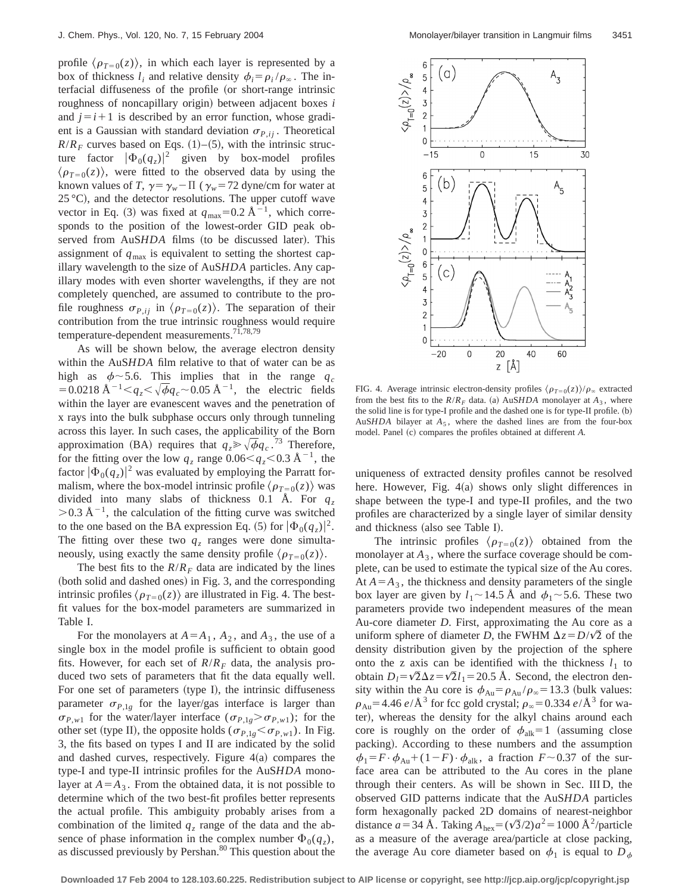profile $\langle \rho_{T=0}(z) \rangle$, in which each layer is represented by a box of thickness $l_i$ and relative density $\phi_i = \rho_i / \rho_\infty$. The interfacial diffuseness of the profile (or short-range intrinsic roughness of noncapillary origin) between adjacent boxes $i$ and $j = i+1$ is described by an error function, whose gradient is a Gaussian with standard deviation $\sigma_{P,ij}$. Theoretical $R/R_F$ curves based on Eqs. (1)–(5), with the intrinsic structure factor $|\Phi_0(q_z)|^2$ given by box-model profiles $\langle \rho_{T=0}(z) \rangle$, were fitted to the observed data by using the known values of $T$, $\gamma = \gamma_w - \Pi$ ($\gamma_w = 72$ dyne/cm for water at 25 °C), and the detector resolutions. The upper cutoff wave vector in Eq. (3) was fixed at $q_{\max} = 0.2$ Å$^{-1}$, which corresponds to the position of the lowest-order GID peak observed from Au*SHDA* films (to be discussed later). This assignment of $q_{\max}$ is equivalent to setting the shortest capillary wavelength to the size of Au*SHDA* particles. Any capillary modes with even shorter wavelengths, if they are not completely quenched, are assumed to contribute to the profile roughness $\sigma_{P,ij}$ in $\langle \rho_{T=0}(z) \rangle$. The separation of their contribution from the true intrinsic roughness would require temperature-dependent measurements.[71,78,79]

As will be shown below, the average electron density within the Au*SHDA* film relative to that of water can be as high as $\phi \sim 5.6$. This implies that in the range $q_c = 0.0218$ Å$^{-1} < q_z < \sqrt{\phi} q_c \sim 0.05$ Å$^{-1}$, the electric fields within the layer are evanescent waves and the penetration of x rays into the bulk subphase occurs only through tunneling across this layer. In such cases, the applicability of the Born approximation (BA) requires that $q_z \gg \sqrt{\phi} q_c$.[73] Therefore, for the fitting over the low $q_z$ range $0.06 < q_z < 0.3$ Å$^{-1}$, the factor $|\Phi_0(q_z)|^2$ was evaluated by employing the Parratt formalism, where the box-model intrinsic profile $\langle \rho_{T=0}(z) \rangle$ was divided into many slabs of thickness 0.1 Å. For $q_z > 0.3$ Å$^{-1}$, the calculation of the fitting curve was switched to the one based on the BA expression Eq. (5) for $|\Phi_0(q_z)|^2$. The fitting over these two $q_z$ ranges were done simultaneously, using exactly the same density profile $\langle \rho_{T=0}(z) \rangle$.

The best fits to the $R/R_F$ data are indicated by the lines (both solid and dashed ones) in Fig. 3, and the corresponding intrinsic profiles $\langle \rho_{T=0}(z) \rangle$ are illustrated in Fig. 4. The best-fit values for the box-model parameters are summarized in Table I.

For the monolayers at $A = A_1$, $A_2$, and $A_3$, the use of a single box in the model profile is sufficient to obtain good fits. However, for each set of $R/R_F$ data, the analysis produced two sets of parameters that fit the data equally well. For one set of parameters (type I), the intrinsic diffuseness parameter $\sigma_{P,1g}$ for the layer/gas interface is larger than $\sigma_{P,w1}$ for the water/layer interface ($\sigma_{P,1g} > \sigma_{P,w1}$); for the other set (type II), the opposite holds ($\sigma_{P,1g} < \sigma_{P,w1}$). In Fig. 3, the fits based on types I and II are indicated by the solid and dashed curves, respectively. Figure 4(a) compares the type-I and type-II intrinsic profiles for the Au*SHDA* monolayer at $A = A_3$. From the obtained data, it is not possible to determine which of the two best-fit profiles better represents the actual profile. This ambiguity probably arises from a combination of the limited $q_z$ range of the data and the absence of phase information in the complex number $\Phi_0(q_z)$, as discussed previously by Pershan.[80] This question about the uniqueness of extracted density profiles cannot be resolved here. However, Fig. 4(a) shows only slight differences in shape between the type-I and type-II profiles, and the two profiles are characterized by a single layer of similar density and thickness (also see Table I).

FIG. 4. Average intrinsic electron-density profiles $\langle \rho_{T=0}(z) \rangle / \rho_\infty$ extracted from the best fits to the $R/R_F$ data. (a) Au*SHDA* monolayer at $A_3$, where the solid line is for type-I profile and the dashed one is for type-II profile. (b) Au*SHDA* bilayer at $A_5$, where the dashed lines are from the four-box model. Panel (c) compares the profiles obtained at different $A$.

The intrinsic profiles $\langle \rho_{T=0}(z) \rangle$ obtained from the monolayer at $A_3$, where the surface coverage should be complete, can be used to estimate the typical size of the Au cores. At $A = A_3$, the thickness and density parameters of the single box layer are given by $l_1 \sim 14.5$ Å and $\phi_1 \sim 5.6$. These two parameters provide two independent measures of the mean Au-core diameter $D$. First, approximating the Au core as a uniform sphere of diameter $D$, the FWHM $\Delta z = D/\sqrt{2}$ of the density distribution given by the projection of the sphere onto the z axis can be identified with the thickness $l_1$ to obtain $D_l = \sqrt{2} \Delta z = \sqrt{2} l_1 = 20.5$ Å. Second, the electron density within the Au core is $\phi_{\text{Au}} = \rho_{\text{Au}} / \rho_\infty = 13.3$ (bulk values: $\rho_{\text{Au}} = 4.46\ e/\text{Å}^3$ for fcc gold crystal; $\rho_\infty = 0.334\ e/\text{Å}^3$ for water), whereas the density for the alkyl chains around each core is roughly on the order of $\phi_{\text{alk}} = 1$ (assuming close packing). According to these numbers and the assumption $\phi_1 = F \cdot \phi_{\text{Au}} + (1-F) \cdot \phi_{\text{alk}}$, a fraction $F \sim 0.37$ of the surface area can be attributed to the Au cores in the plane through their centers. As will be shown in Sec. III D, the observed GID patterns indicate that the Au*SHDA* particles form hexagonally packed 2D domains of nearest-neighbor distance $a = 34$ Å. Taking $A_{\text{hex}} = (\sqrt{3}/2) a^2 = 1000$ Å$^2$/particle as a measure of the average area/particle at close packing, the average Au core diameter based on $\phi_1$ is equal to $D_\phi$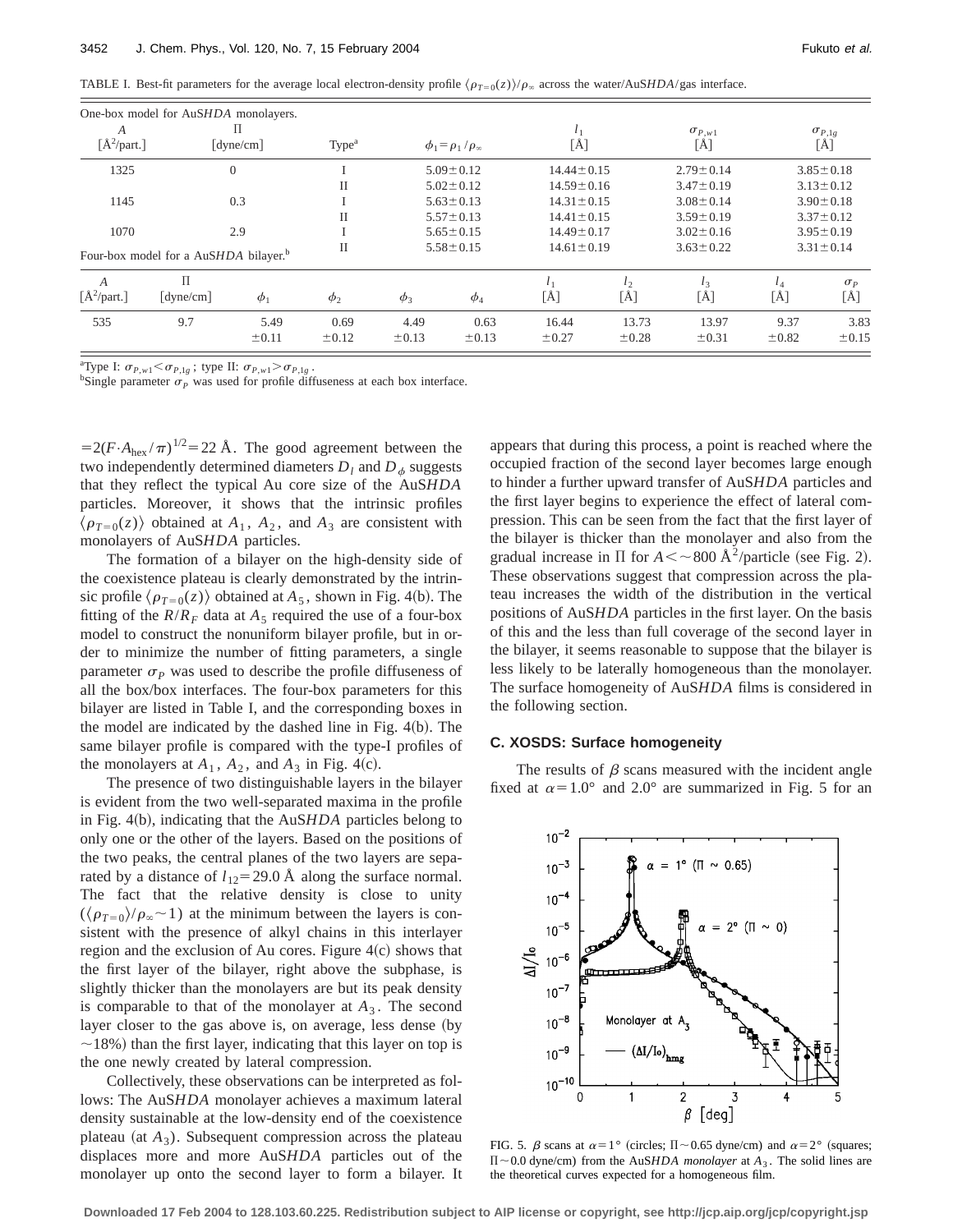TABLE I. Best-fit parameters for the average local electron-density profile $\langle \rho_{T=0}(z) \rangle / \rho_\infty$ across the water/Au*SHDA*/gas interface.

One-box model for Au*SHDA* monolayers.

| $A$ [Å$^2$/part.] | $\Pi$ [dyne/cm] | Type[a] | $\phi_1 = \rho_1/\rho_\infty$ | $l_1$ [Å] | $\sigma_{P,w1}$ [Å] | $\sigma_{P,1g}$ [Å] |
|---|---|---|---|---|---|---|
| 1325 | 0 | I | 5.09±0.12 | 14.44±0.15 | 2.79±0.14 | 3.85±0.18 |
| | | II | 5.02±0.12 | 14.59±0.16 | 3.47±0.19 | 3.13±0.12 |
| 1145 | 0.3 | I | 5.63±0.13 | 14.31±0.15 | 3.08±0.14 | 3.90±0.18 |
| | | II | 5.57±0.13 | 14.41±0.15 | 3.59±0.19 | 3.37±0.12 |
| 1070 | 2.9 | I | 5.65±0.15 | 14.49±0.17 | 3.02±0.16 | 3.95±0.19 |
| | | II | 5.58±0.15 | 14.61±0.19 | 3.63±0.22 | 3.31±0.14 |

Four-box model for a Au*SHDA* bilayer.[b]

| $A$ [Å$^2$/part.] | $\Pi$ [dyne/cm] | $\phi_1$ | $\phi_2$ | $\phi_3$ | $\phi_4$ | $l_1$ [Å] | $l_2$ [Å] | $l_3$ [Å] | $l_4$ [Å] | $\sigma_P$ [Å] |
|---|---|---|---|---|---|---|---|---|---|---|
| 535 | 9.7 | 5.49 ±0.11 | 0.69 ±0.12 | 4.49 ±0.13 | 0.63 ±0.13 | 16.44 ±0.27 | 13.73 ±0.28 | 13.97 ±0.31 | 9.37 ±0.82 | 3.83 ±0.15 |

[a]Type I: $\sigma_{P,w1} < \sigma_{P,1g}$; type II: $\sigma_{P,w1} > \sigma_{P,1g}$.
[b]Single parameter $\sigma_P$ was used for profile diffuseness at each box interface.

$=2(F \cdot A_{\text{hex}}/\pi)^{1/2} = 22$ Å. The good agreement between the two independently determined diameters $D_l$ and $D_\phi$ suggests that they reflect the typical Au core size of the Au*SHDA* particles. Moreover, it shows that the intrinsic profiles $\langle \rho_{T=0}(z) \rangle$ obtained at $A_1$, $A_2$, and $A_3$ are consistent with monolayers of Au*SHDA* particles.

The formation of a bilayer on the high-density side of the coexistence plateau is clearly demonstrated by the intrinsic profile $\langle \rho_{T=0}(z) \rangle$ obtained at $A_5$, shown in Fig. 4(b). The fitting of the $R/R_F$ data at $A_5$ required the use of a four-box model to construct the nonuniform bilayer profile, but in order to minimize the number of fitting parameters, a single parameter $\sigma_P$ was used to describe the profile diffuseness of all the box/box interfaces. The four-box parameters for this bilayer are listed in Table I, and the corresponding boxes in the model are indicated by the dashed line in Fig. 4(b). The same bilayer profile is compared with the type-I profiles of the monolayers at $A_1$, $A_2$, and $A_3$ in Fig. 4(c).

The presence of two distinguishable layers in the bilayer is evident from the two well-separated maxima in the profile in Fig. 4(b), indicating that the Au*SHDA* particles belong to only one or the other of the layers. Based on the positions of the two peaks, the central planes of the two layers are separated by a distance of $l_{12} = 29.0$ Å along the surface normal. The fact that the relative density is close to unity $(\langle \rho_{T=0} \rangle / \rho_\infty \sim 1)$ at the minimum between the layers is consistent with the presence of alkyl chains in this interlayer region and the exclusion of Au cores. Figure 4(c) shows that the first layer of the bilayer, right above the subphase, is slightly thicker than the monolayers are but its peak density is comparable to that of the monolayer at $A_3$. The second layer closer to the gas above is, on average, less dense (by $\sim$18%) than the first layer, indicating that this layer on top is the one newly created by lateral compression.

Collectively, these observations can be interpreted as follows: The Au*SHDA* monolayer achieves a maximum lateral density sustainable at the low-density end of the coexistence plateau (at $A_3$). Subsequent compression across the plateau displaces more and more Au*SHDA* particles out of the monolayer up onto the second layer to form a bilayer. It appears that during this process, a point is reached where the occupied fraction of the second layer becomes large enough to hinder a further upward transfer of Au*SHDA* particles and the first layer begins to experience the effect of lateral compression. This can be seen from the fact that the first layer of the bilayer is thicker than the monolayer and also from the gradual increase in $\Pi$ for $A < \sim 800$ Å$^2$/particle (see Fig. 2). These observations suggest that compression across the plateau increases the width of the distribution in the vertical positions of Au*SHDA* particles in the first layer. On the basis of this and the less than full coverage of the second layer in the bilayer, it seems reasonable to suppose that the bilayer is less likely to be laterally homogeneous than the monolayer. The surface homogeneity of Au*SHDA* films is considered in the following section.

### C. XOSDS: Surface homogeneity

The results of $\beta$ scans measured with the incident angle fixed at $\alpha = 1.0°$ and $2.0°$ are summarized in Fig. 5 for an

FIG. 5. $\beta$ scans at $\alpha = 1°$ (circles; $\Pi \sim 0.65$ dyne/cm) and $\alpha = 2°$ (squares; $\Pi \sim 0.0$ dyne/cm) from the Au*SHDA* *monolayer* at $A_3$. The solid lines are the theoretical curves expected for a homogeneous film.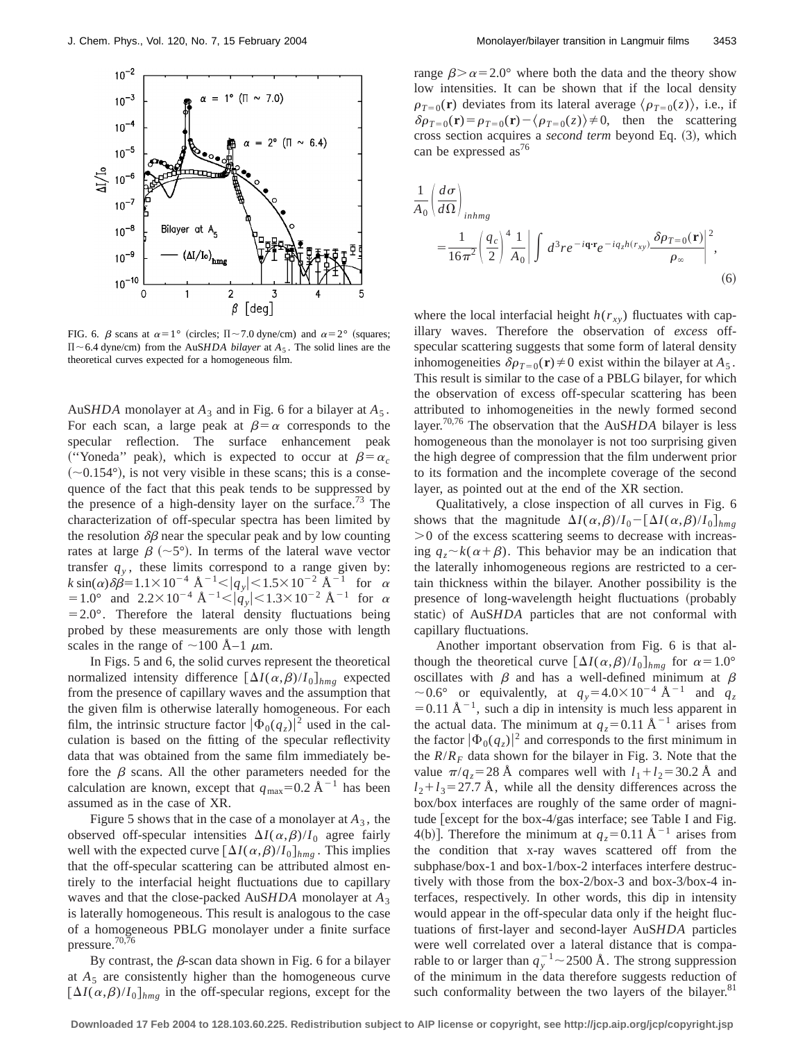FIG. 6. $\beta$ scans at $\alpha=1°$ (circles; $\Pi\sim7.0$ dyne/cm) and $\alpha=2°$ (squares; $\Pi\sim6.4$ dyne/cm) from the Au*SHDA bilayer* at $A_5$. The solid lines are the theoretical curves expected for a homogeneous film.

Au*SHDA* monolayer at $A_3$ and in Fig. 6 for a bilayer at $A_5$. For each scan, a large peak at $\beta=\alpha$ corresponds to the specular reflection. The surface enhancement peak ("Yoneda" peak), which is expected to occur at $\beta=\alpha_c$ ($\sim0.154°$), is not very visible in these scans; this is a consequence of the fact that this peak tends to be suppressed by the presence of a high-density layer on the surface.[73] The characterization of off-specular spectra has been limited by the resolution $\delta\beta$ near the specular peak and by low counting rates at large $\beta$ ($\sim5°$). In terms of the lateral wave vector transfer $q_y$, these limits correspond to a range given by: $k\sin(\alpha)\delta\beta=1.1\times10^{-4}$ Å$^{-1}<|q_y|<1.5\times10^{-2}$ Å$^{-1}$ for $\alpha=1.0°$ and $2.2\times10^{-4}$ Å$^{-1}<|q_y|<1.3\times10^{-2}$ Å$^{-1}$ for $\alpha=2.0°$. Therefore the lateral density fluctuations being probed by these measurements are only those with length scales in the range of $\sim$100 Å–1 $\mu$m.

In Figs. 5 and 6, the solid curves represent the theoretical normalized intensity difference $[\Delta I(\alpha,\beta)/I_0]_{hmg}$ expected from the presence of capillary waves and the assumption that the given film is otherwise laterally homogeneous. For each film, the intrinsic structure factor $|\Phi_0(q_z)|^2$ used in the calculation is based on the fitting of the specular reflectivity data that was obtained from the same film immediately before the $\beta$ scans. All the other parameters needed for the calculation are known, except that $q_{max}=0.2$ Å$^{-1}$ has been assumed as in the case of XR.

Figure 5 shows that in the case of a monolayer at $A_3$, the observed off-specular intensities $\Delta I(\alpha,\beta)/I_0$ agree fairly well with the expected curve $[\Delta I(\alpha,\beta)/I_0]_{hmg}$. This implies that the off-specular scattering can be attributed almost entirely to the interfacial height fluctuations due to capillary waves and that the close-packed Au*SHDA* monolayer at $A_3$ is laterally homogeneous. This result is analogous to the case of a homogeneous PBLG monolayer under a finite surface pressure.[70,76]

By contrast, the $\beta$-scan data shown in Fig. 6 for a bilayer at $A_5$ are consistently higher than the homogeneous curve $[\Delta I(\alpha,\beta)/I_0]_{hmg}$ in the off-specular regions, except for the range $\beta>\alpha=2.0°$ where both the data and the theory show low intensities. It can be shown that if the local density $\rho_{T=0}(\mathbf{r})$ deviates from its lateral average $\langle\rho_{T=0}(z)\rangle$, i.e., if $\delta\rho_{T=0}(\mathbf{r})=\rho_{T=0}(\mathbf{r})-\langle\rho_{T=0}(z)\rangle\neq0$, then the scattering cross section acquires a *second term* beyond Eq. (3), which can be expressed as[76]

$$\frac{1}{A_0}\left(\frac{d\sigma}{d\Omega}\right)_{inhmg}=\frac{1}{16\pi^2}\left(\frac{q_c}{2}\right)^4\frac{1}{A_0}\left|\int d^3r e^{-i\mathbf{q}\cdot\mathbf{r}}e^{-iq_z h(r_{xy})}\frac{\delta\rho_{T=0}(\mathbf{r})}{\rho_\infty}\right|^2, \tag{6}$$

where the local interfacial height $h(r_{xy})$ fluctuates with capillary waves. Therefore the observation of *excess* off-specular scattering suggests that some form of lateral density inhomogeneities $\delta\rho_{T=0}(\mathbf{r})\neq0$ exist within the bilayer at $A_5$. This result is similar to the case of a PBLG bilayer, for which the observation of excess off-specular scattering has been attributed to inhomogeneities in the newly formed second layer.[70,76] The observation that the Au*SHDA* bilayer is less homogeneous than the monolayer is not too surprising given the high degree of compression that the film underwent prior to its formation and the incomplete coverage of the second layer, as pointed out at the end of the XR section.

Qualitatively, a close inspection of all curves in Fig. 6 shows that the magnitude $\Delta I(\alpha,\beta)/I_0-[\Delta I(\alpha,\beta)/I_0]_{hmg}>0$ of the excess scattering seems to decrease with increasing $q_z\sim k(\alpha+\beta)$. This behavior may be an indication that the laterally inhomogeneous regions are restricted to a certain thickness within the bilayer. Another possibility is the presence of long-wavelength height fluctuations (probably static) of Au*SHDA* particles that are not conformal with capillary fluctuations.

Another important observation from Fig. 6 is that although the theoretical curve $[\Delta I(\alpha,\beta)/I_0]_{hmg}$ for $\alpha=1.0°$ oscillates with $\beta$ and has a well-defined minimum at $\beta\sim0.6°$ or equivalently, at $q_y=4.0\times10^{-4}$ Å$^{-1}$ and $q_z=0.11$ Å$^{-1}$, such a dip in intensity is much less apparent in the actual data. The minimum at $q_z=0.11$ Å$^{-1}$ arises from the factor $|\Phi_0(q_z)|^2$ and corresponds to the first minimum in the $R/R_F$ data shown for the bilayer in Fig. 3. Note that the value $\pi/q_z=28$ Å compares well with $l_1+l_2=30.2$ Å and $l_2+l_3=27.7$ Å, while all the density differences across the box/box interfaces are roughly of the same order of magnitude [except for the box-4/gas interface; see Table I and Fig. 4(b)]. Therefore the minimum at $q_z=0.11$ Å$^{-1}$ arises from the condition that x-ray waves scattered off from the subphase/box-1 and box-1/box-2 interfaces interfere destructively with those from the box-2/box-3 and box-3/box-4 interfaces, respectively. In other words, this dip in intensity would appear in the off-specular data only if the height fluctuations of first-layer and second-layer Au*SHDA* particles were well correlated over a lateral distance that is comparable to or larger than $q_y^{-1}\sim2500$ Å. The strong suppression of the minimum in the data therefore suggests reduction of such conformality between the two layers of the bilayer.[81]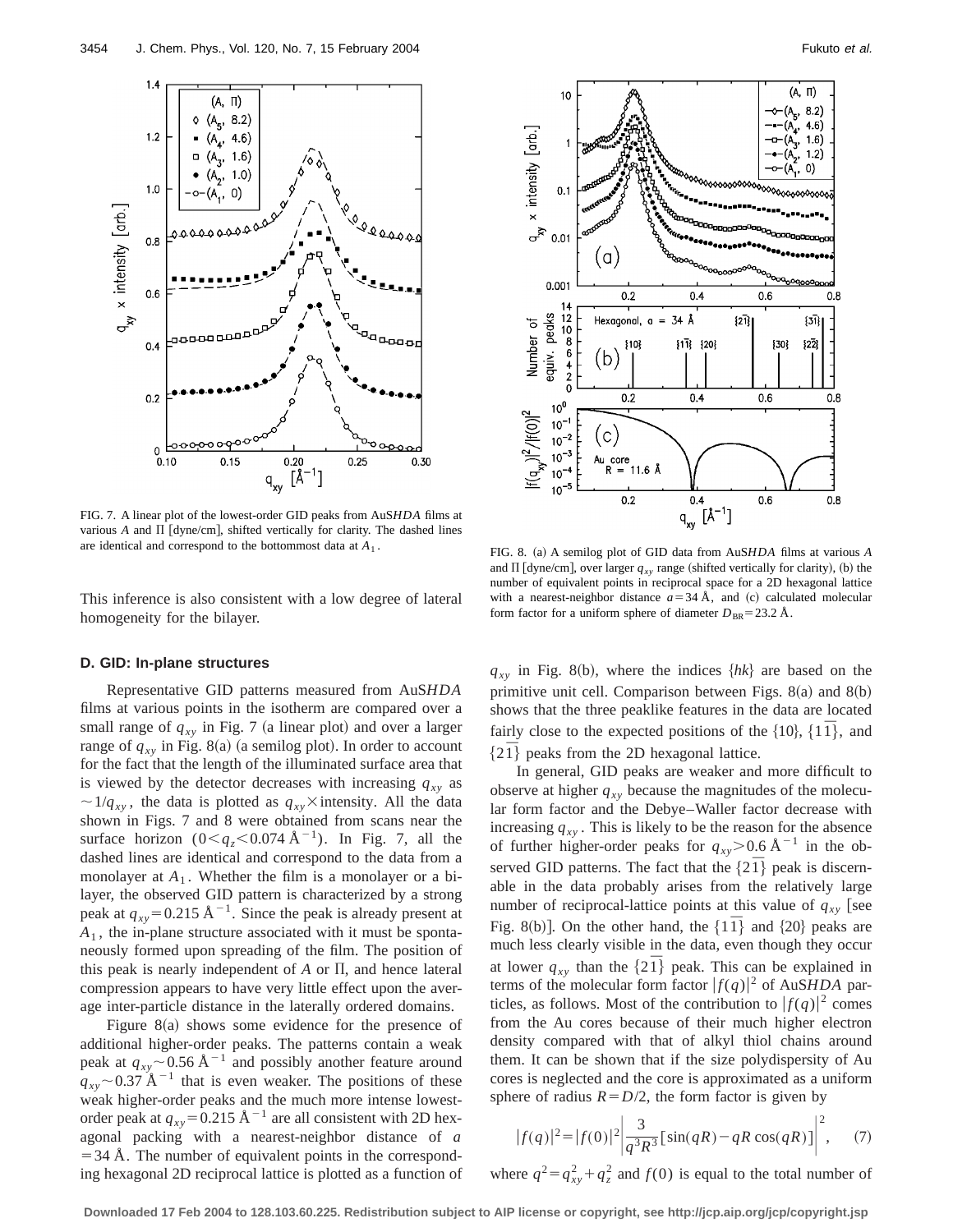FIG. 7. A linear plot of the lowest-order GID peaks from AuS*HDA* films at various $A$ and $\Pi$ [dyne/cm], shifted vertically for clarity. The dashed lines are identical and correspond to the bottommost data at $A_1$.

FIG. 8. (a) A semilog plot of GID data from AuS*HDA* films at various $A$ and $\Pi$ [dyne/cm], over larger $q_{xy}$ range (shifted vertically for clarity), (b) the number of equivalent points in reciprocal space for a 2D hexagonal lattice with a nearest-neighbor distance $a=34$ Å, and (c) calculated molecular form factor for a uniform sphere of diameter $D_{BR}=23.2$ Å.

This inference is also consistent with a low degree of lateral homogeneity for the bilayer.

### D. GID: In-plane structures

Representative GID patterns measured from AuS*HDA* films at various points in the isotherm are compared over a small range of $q_{xy}$ in Fig. 7 (a linear plot) and over a larger range of $q_{xy}$ in Fig. 8(a) (a semilog plot). In order to account for the fact that the length of the illuminated surface area that is viewed by the detector decreases with increasing $q_{xy}$ as $\sim 1/q_{xy}$, the data is plotted as $q_{xy}\times$intensity. All the data shown in Figs. 7 and 8 were obtained from scans near the surface horizon ($0<q_z<0.074$ Å$^{-1}$). In Fig. 7, all the dashed lines are identical and correspond to the data from a monolayer at $A_1$. Whether the film is a monolayer or a bilayer, the observed GID pattern is characterized by a strong peak at $q_{xy}=0.215$ Å$^{-1}$. Since the peak is already present at $A_1$, the in-plane structure associated with it must be spontaneously formed upon spreading of the film. The position of this peak is nearly independent of $A$ or $\Pi$, and hence lateral compression appears to have very little effect upon the average inter-particle distance in the laterally ordered domains.

Figure 8(a) shows some evidence for the presence of additional higher-order peaks. The patterns contain a weak peak at $q_{xy}\sim 0.56$ Å$^{-1}$ and possibly another feature around $q_{xy}\sim 0.37$ Å$^{-1}$ that is even weaker. The positions of these weak higher-order peaks and the much more intense lowest-order peak at $q_{xy}=0.215$ Å$^{-1}$ are all consistent with 2D hexagonal packing with a nearest-neighbor distance of $a=34$ Å. The number of equivalent points in the corresponding hexagonal 2D reciprocal lattice is plotted as a function of $q_{xy}$ in Fig. 8(b), where the indices $\{hk\}$ are based on the primitive unit cell. Comparison between Figs. 8(a) and 8(b) shows that the three peaklike features in the data are located fairly close to the expected positions of the $\{10\}$, $\{1\bar{1}\}$, and $\{2\bar{1}\}$ peaks from the 2D hexagonal lattice.

In general, GID peaks are weaker and more difficult to observe at higher $q_{xy}$ because the magnitudes of the molecular form factor and the Debye–Waller factor decrease with increasing $q_{xy}$. This is likely to be the reason for the absence of further higher-order peaks for $q_{xy}>0.6$ Å$^{-1}$ in the observed GID patterns. The fact that the $\{2\bar{1}\}$ peak is discernable in the data probably arises from the relatively large number of reciprocal-lattice points at this value of $q_{xy}$ [see Fig. 8(b)]. On the other hand, the $\{1\bar{1}\}$ and $\{20\}$ peaks are much less clearly visible in the data, even though they occur at lower $q_{xy}$ than the $\{2\bar{1}\}$ peak. This can be explained in terms of the molecular form factor $|f(q)|^2$ of AuS*HDA* particles, as follows. Most of the contribution to $|f(q)|^2$ comes from the Au cores because of their much higher electron density compared with that of alkyl thiol chains around them. It can be shown that if the size polydispersity of Au cores is neglected and the core is approximated as a uniform sphere of radius $R=D/2$, the form factor is given by

$$|f(q)|^2=|f(0)|^2\left|\frac{3}{q^3R^3}[\sin(qR)-qR\cos(qR)]\right|^2, \qquad (7)$$

where $q^2=q_{xy}^2+q_z^2$ and $f(0)$ is equal to the total number of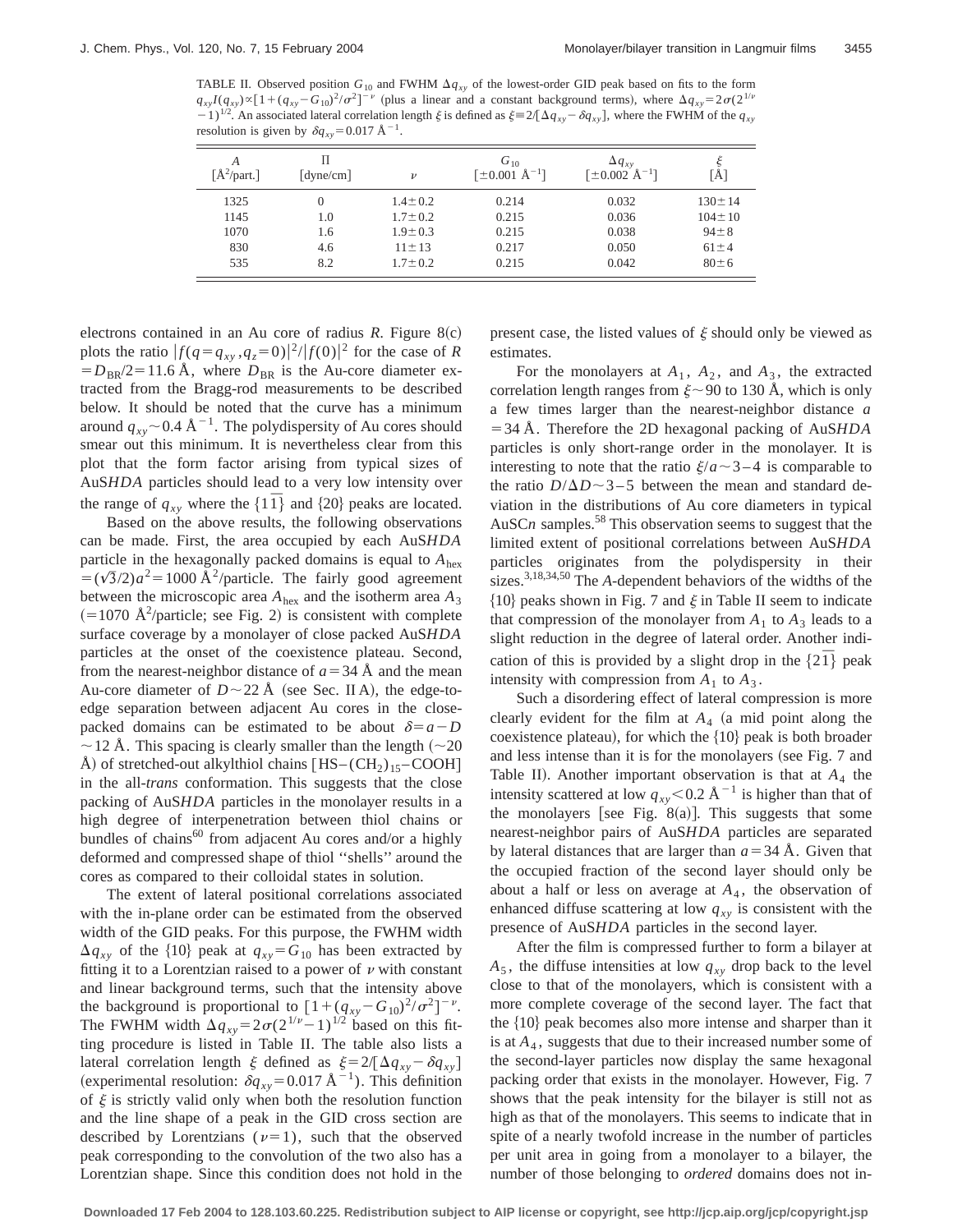TABLE II. Observed position $G_{10}$ and FWHM $\Delta q_{xy}$ of the lowest-order GID peak based on fits to the form $q_{xy}I(q_{xy}) \propto [1+(q_{xy}-G_{10})^2/\sigma^2]^{-\nu}$ (plus a linear and a constant background terms), where $\Delta q_{xy} = 2\sigma(2^{1/\nu}-1)^{1/2}$. An associated lateral correlation length $\xi$ is defined as $\xi \equiv 2/[\Delta q_{xy} - \delta q_{xy}]$, where the FWHM of the $q_{xy}$ resolution is given by $\delta q_{xy} = 0.017$ Å$^{-1}$.

| $A$ [Å$^2$/part.] | $\Pi$ [dyne/cm] | $\nu$ | $G_{10}$ [$\pm 0.001$ Å$^{-1}$] | $\Delta q_{xy}$ [$\pm 0.002$ Å$^{-1}$] | $\xi$ [Å] |
|---|---|---|---|---|---|
| 1325 | 0 | $1.4 \pm 0.2$ | 0.214 | 0.032 | $130 \pm 14$ |
| 1145 | 1.0 | $1.7 \pm 0.2$ | 0.215 | 0.036 | $104 \pm 10$ |
| 1070 | 1.6 | $1.9 \pm 0.3$ | 0.215 | 0.038 | $94 \pm 8$ |
| 830 | 4.6 | $11 \pm 13$ | 0.217 | 0.050 | $61 \pm 4$ |
| 535 | 8.2 | $1.7 \pm 0.2$ | 0.215 | 0.042 | $80 \pm 6$ |

electrons contained in an Au core of radius $R$. Figure 8(c) plots the ratio $|f(q=q_{xy}, q_z=0)|^2/|f(0)|^2$ for the case of $R = D_{BR}/2 = 11.6$ Å, where $D_{BR}$ is the Au-core diameter extracted from the Bragg-rod measurements to be described below. It should be noted that the curve has a minimum around $q_{xy} \sim 0.4$ Å$^{-1}$. The polydispersity of Au cores should smear out this minimum. It is nevertheless clear from this plot that the form factor arising from typical sizes of AuS*HDA* particles should lead to a very low intensity over the range of $q_{xy}$ where the $\{1\bar{1}\}$ and $\{20\}$ peaks are located.

Based on the above results, the following observations can be made. First, the area occupied by each AuS*HDA* particle in the hexagonally packed domains is equal to $A_{\text{hex}} = (\sqrt{3}/2)a^2 = 1000$ Å$^2$/particle. The fairly good agreement between the microscopic area $A_{\text{hex}}$ and the isotherm area $A_3$ ($=1070$ Å$^2$/particle; see Fig. 2) is consistent with complete surface coverage by a monolayer of close packed AuS*HDA* particles at the onset of the coexistence plateau. Second, from the nearest-neighbor distance of $a = 34$ Å and the mean Au-core diameter of $D \sim 22$ Å (see Sec. II A), the edge-to-edge separation between adjacent Au cores in the close-packed domains can be estimated to be about $\delta = a - D \sim 12$ Å. This spacing is clearly smaller than the length ($\sim 20$ Å) of stretched-out alkylthiol chains $[HS-(CH_2)_{15}-COOH]$ in the all-*trans* conformation. This suggests that the close packing of AuS*HDA* particles in the monolayer results in a high degree of interpenetration between thiol chains or bundles of chains[60] from adjacent Au cores and/or a highly deformed and compressed shape of thiol "shells" around the cores as compared to their colloidal states in solution.

The extent of lateral positional correlations associated with the in-plane order can be estimated from the observed width of the GID peaks. For this purpose, the FWHM width $\Delta q_{xy}$ of the $\{10\}$ peak at $q_{xy} = G_{10}$ has been extracted by fitting it to a Lorentzian raised to a power of $\nu$ with constant and linear background terms, such that the intensity above the background is proportional to $[1+(q_{xy}-G_{10})^2/\sigma^2]^{-\nu}$. The FWHM width $\Delta q_{xy} = 2\sigma(2^{1/\nu}-1)^{1/2}$ based on this fitting procedure is listed in Table II. The table also lists a lateral correlation length $\xi$ defined as $\xi = 2/[\Delta q_{xy} - \delta q_{xy}]$ (experimental resolution: $\delta q_{xy} = 0.017$ Å$^{-1}$). This definition of $\xi$ is strictly valid only when both the resolution function and the line shape of a peak in the GID cross section are described by Lorentzians ($\nu = 1$), such that the observed peak corresponding to the convolution of the two also has a Lorentzian shape. Since this condition does not hold in the present case, the listed values of $\xi$ should only be viewed as estimates.

For the monolayers at $A_1$, $A_2$, and $A_3$, the extracted correlation length ranges from $\xi \sim 90$ to 130 Å, which is only a few times larger than the nearest-neighbor distance $a = 34$ Å. Therefore the 2D hexagonal packing of AuS*HDA* particles is only short-range order in the monolayer. It is interesting to note that the ratio $\xi/a \sim 3-4$ is comparable to the ratio $D/\Delta D \sim 3-5$ between the mean and standard deviation in the distributions of Au core diameters in typical AuSC*n* samples.[58] This observation seems to suggest that the limited extent of positional correlations between AuS*HDA* particles originates from the polydispersity in their sizes.[3,18,34,50] The $A$-dependent behaviors of the widths of the $\{10\}$ peaks shown in Fig. 7 and $\xi$ in Table II seem to indicate that compression of the monolayer from $A_1$ to $A_3$ leads to a slight reduction in the degree of lateral order. Another indication of this is provided by a slight drop in the $\{2\bar{1}\}$ peak intensity with compression from $A_1$ to $A_3$.

Such a disordering effect of lateral compression is more clearly evident for the film at $A_4$ (a mid point along the coexistence plateau), for which the $\{10\}$ peak is both broader and less intense than it is for the monolayers (see Fig. 7 and Table II). Another important observation is that at $A_4$ the intensity scattered at low $q_{xy} < 0.2$ Å$^{-1}$ is higher than that of the monolayers [see Fig. 8(a)]. This suggests that some nearest-neighbor pairs of AuS*HDA* particles are separated by lateral distances that are larger than $a = 34$ Å. Given that the occupied fraction of the second layer should only be about a half or less on average at $A_4$, the observation of enhanced diffuse scattering at low $q_{xy}$ is consistent with the presence of AuS*HDA* particles in the second layer.

After the film is compressed further to form a bilayer at $A_5$, the diffuse intensities at low $q_{xy}$ drop back to the level close to that of the monolayers, which is consistent with a more complete coverage of the second layer. The fact that the $\{10\}$ peak becomes also more intense and sharper than it is at $A_4$, suggests that due to their increased number some of the second-layer particles now display the same hexagonal packing order that exists in the monolayer. However, Fig. 7 shows that the peak intensity for the bilayer is still not as high as that of the monolayers. This seems to indicate that in spite of a nearly twofold increase in the number of particles per unit area in going from a monolayer to a bilayer, the number of those belonging to *ordered* domains does not in-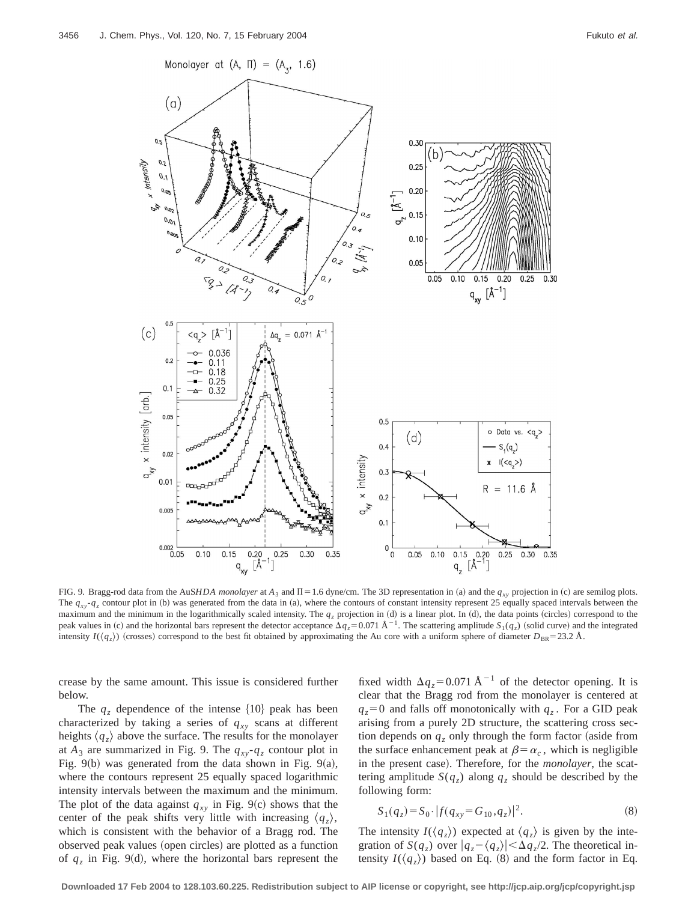FIG. 9. Bragg-rod data from the Au*SHDA monolayer* at $A_3$ and $\Pi = 1.6$ dyne/cm. The 3D representation in (a) and the $q_{xy}$ projection in (c) are semilog plots. The $q_{xy}$-$q_z$ contour plot in (b) was generated from the data in (a), where the contours of constant intensity represent 25 equally spaced intervals between the maximum and the minimum in the logarithmically scaled intensity. The $q_z$ projection in (d) is a linear plot. In (d), the data points (circles) correspond to the peak values in (c) and the horizontal bars represent the detector acceptance $\Delta q_z = 0.071$ Å$^{-1}$. The scattering amplitude $S_1(q_z)$ (solid curve) and the integrated intensity $I(\langle q_z \rangle)$ (crosses) correspond to the best fit obtained by approximating the Au core with a uniform sphere of diameter $D_{\mathrm{BR}} = 23.2$ Å.

crease by the same amount. This issue is considered further below.

The $q_z$ dependence of the intense {10} peak has been characterized by taking a series of $q_{xy}$ scans at different heights $\langle q_z \rangle$ above the surface. The results for the monolayer at $A_3$ are summarized in Fig. 9. The $q_{xy}$-$q_z$ contour plot in Fig. 9(b) was generated from the data shown in Fig. 9(a), where the contours represent 25 equally spaced logarithmic intensity intervals between the maximum and the minimum. The plot of the data against $q_{xy}$ in Fig. 9(c) shows that the center of the peak shifts very little with increasing $\langle q_z \rangle$, which is consistent with the behavior of a Bragg rod. The observed peak values (open circles) are plotted as a function of $q_z$ in Fig. 9(d), where the horizontal bars represent the fixed width $\Delta q_z = 0.071$ Å$^{-1}$ of the detector opening. It is clear that the Bragg rod from the monolayer is centered at $q_z = 0$ and falls off monotonically with $q_z$. For a GID peak arising from a purely 2D structure, the scattering cross section depends on $q_z$ only through the form factor (aside from the surface enhancement peak at $\beta = \alpha_c$, which is negligible in the present case). Therefore, for the *monolayer*, the scattering amplitude $S(q_z)$ along $q_z$ should be described by the following form:

$$S_1(q_z) = S_0 \cdot |f(q_{xy} = G_{10}, q_z)|^2. \tag{8}$$

The intensity $I(\langle q_z \rangle)$ expected at $\langle q_z \rangle$ is given by the integration of $S(q_z)$ over $|q_z - \langle q_z \rangle| < \Delta q_z/2$. The theoretical intensity $I(\langle q_z \rangle)$ based on Eq. (8) and the form factor in Eq.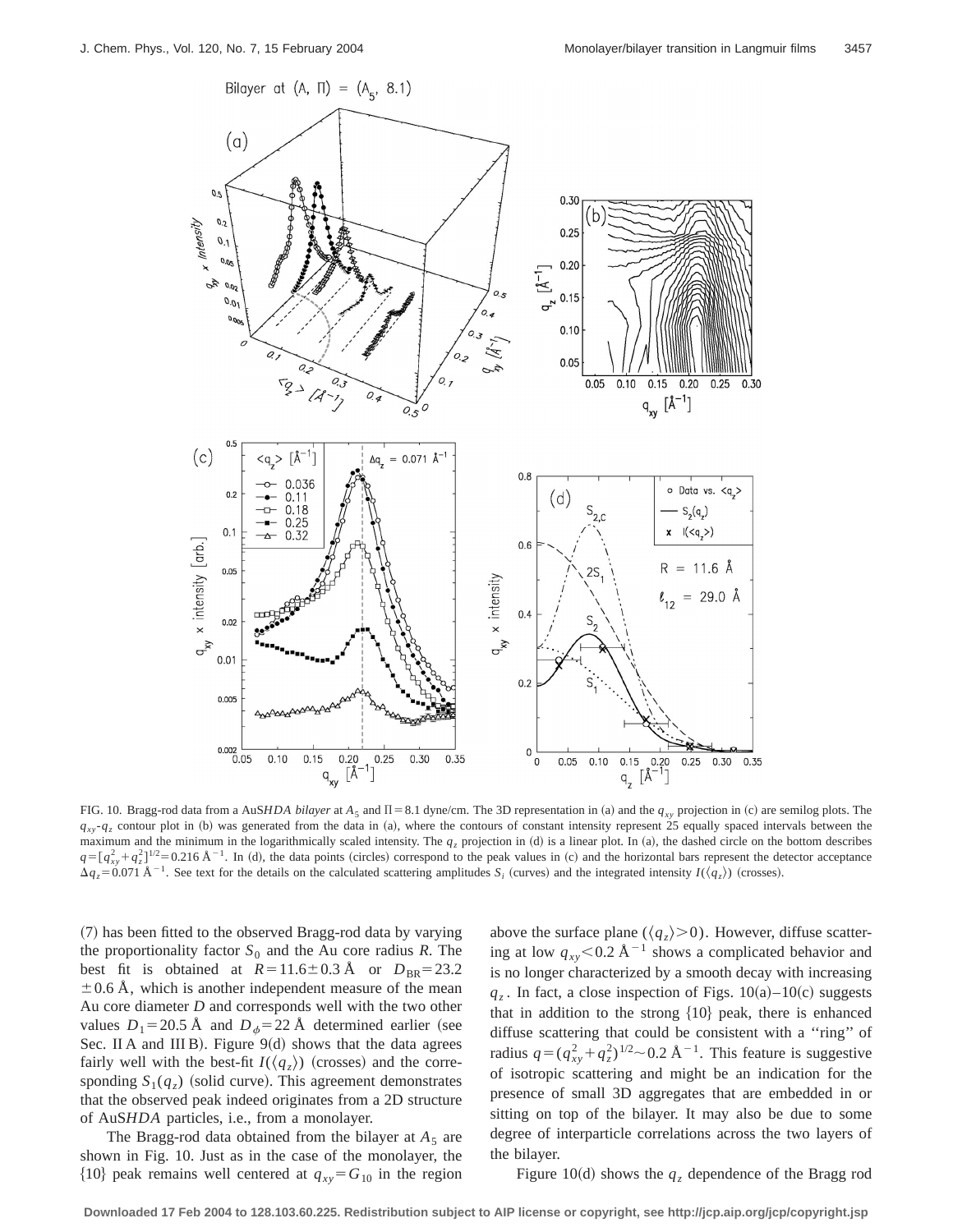FIG. 10. Bragg-rod data from a AuS*HDA* *bilayer* at $A_5$ and $\Pi = 8.1$ dyne/cm. The 3D representation in (a) and the $q_{xy}$ projection in (c) are semilog plots. The $q_{xy}$-$q_z$ contour plot in (b) was generated from the data in (a), where the contours of constant intensity represent 25 equally spaced intervals between the maximum and the minimum in the logarithmically scaled intensity. The $q_z$ projection in (d) is a linear plot. In (a), the dashed circle on the bottom describes $q = [q_{xy}^2 + q_z^2]^{1/2} = 0.216$ Å$^{-1}$. In (d), the data points (circles) correspond to the peak values in (c) and the horizontal bars represent the detector acceptance $\Delta q_z = 0.071$ Å$^{-1}$. See text for the details on the calculated scattering amplitudes $S_i$ (curves) and the integrated intensity $I(\langle q_z \rangle)$ (crosses).

(7) has been fitted to the observed Bragg-rod data by varying the proportionality factor $S_0$ and the Au core radius $R$. The best fit is obtained at $R = 11.6 \pm 0.3$ Å or $D_{BR} = 23.2 \pm 0.6$ Å, which is another independent measure of the mean Au core diameter $D$ and corresponds well with the two other values $D_1 = 20.5$ Å and $D_\phi = 22$ Å determined earlier (see Sec. II A and III B). Figure 9(d) shows that the data agrees fairly well with the best-fit $I(\langle q_z \rangle)$ (crosses) and the corresponding $S_1(q_z)$ (solid curve). This agreement demonstrates that the observed peak indeed originates from a 2D structure of AuS*HDA* particles, i.e., from a monolayer.

The Bragg-rod data obtained from the bilayer at $A_5$ are shown in Fig. 10. Just as in the case of the monolayer, the {10} peak remains well centered at $q_{xy} = G_{10}$ in the region above the surface plane ($\langle q_z \rangle > 0$). However, diffuse scattering at low $q_{xy} < 0.2$ Å$^{-1}$ shows a complicated behavior and is no longer characterized by a smooth decay with increasing $q_z$. In fact, a close inspection of Figs. 10(a)–10(c) suggests that in addition to the strong {10} peak, there is enhanced diffuse scattering that could be consistent with a "ring" of radius $q = (q_{xy}^2 + q_z^2)^{1/2} \sim 0.2$ Å$^{-1}$. This feature is suggestive of isotropic scattering and might be an indication for the presence of small 3D aggregates that are embedded in or sitting on top of the bilayer. It may also be due to some degree of interparticle correlations across the two layers of the bilayer.

Figure 10(d) shows the $q_z$ dependence of the Bragg rod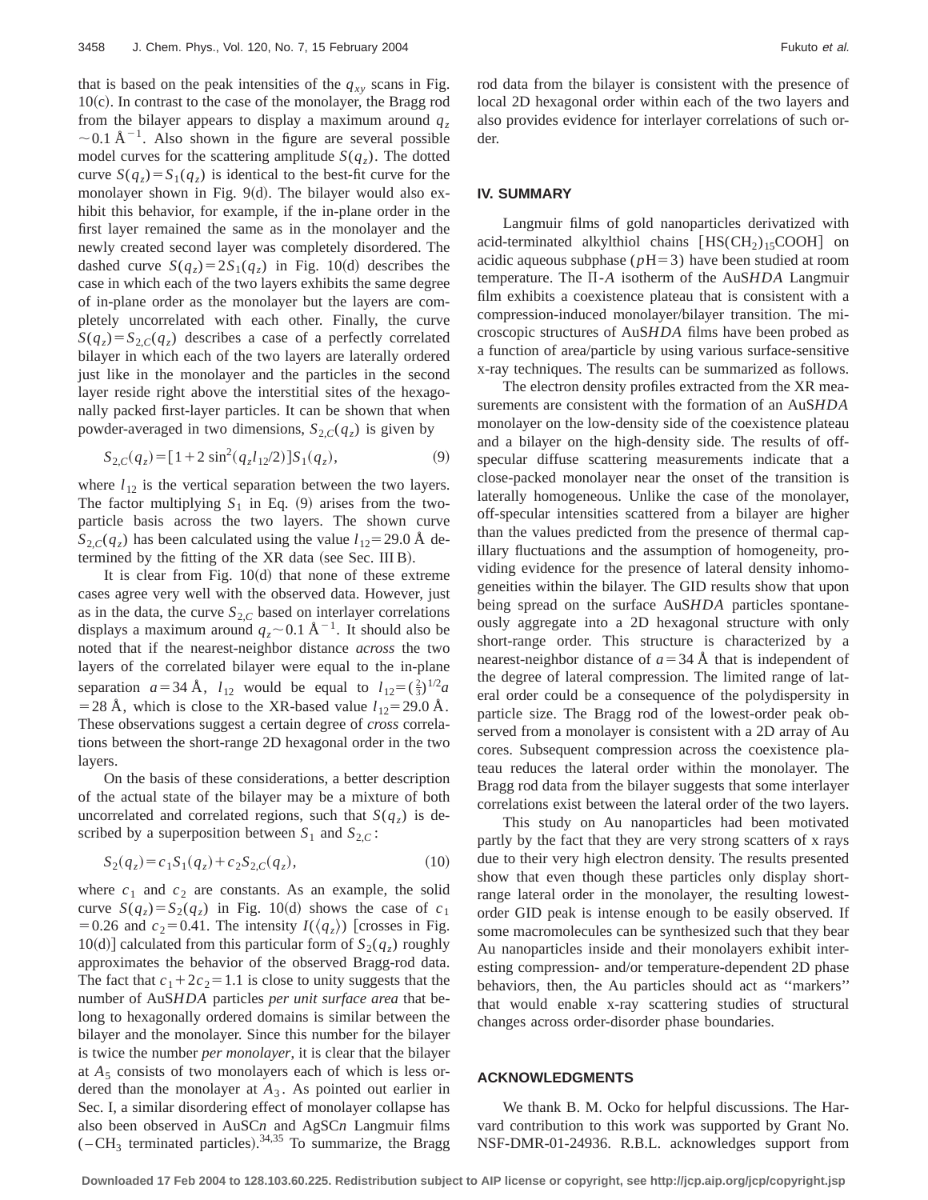that is based on the peak intensities of the $q_{xy}$ scans in Fig. 10(c). In contrast to the case of the monolayer, the Bragg rod from the bilayer appears to display a maximum around $q_z \sim 0.1$ Å$^{-1}$. Also shown in the figure are several possible model curves for the scattering amplitude $S(q_z)$. The dotted curve $S(q_z)=S_1(q_z)$ is identical to the best-fit curve for the monolayer shown in Fig. 9(d). The bilayer would also exhibit this behavior, for example, if the in-plane order in the first layer remained the same as in the monolayer and the newly created second layer was completely disordered. The dashed curve $S(q_z)=2S_1(q_z)$ in Fig. 10(d) describes the case in which each of the two layers exhibits the same degree of in-plane order as the monolayer but the layers are completely uncorrelated with each other. Finally, the curve $S(q_z)=S_{2,C}(q_z)$ describes a case of a perfectly correlated bilayer in which each of the two layers are laterally ordered just like in the monolayer and the particles in the second layer reside right above the interstitial sites of the hexagonally packed first-layer particles. It can be shown that when powder-averaged in two dimensions, $S_{2,C}(q_z)$ is given by

$$S_{2,C}(q_z)=[1+2\sin^2(q_z l_{12}/2)]S_1(q_z), \tag{9}$$

where $l_{12}$ is the vertical separation between the two layers. The factor multiplying $S_1$ in Eq. (9) arises from the two-particle basis across the two layers. The shown curve $S_{2,C}(q_z)$ has been calculated using the value $l_{12}=29.0$ Å determined by the fitting of the XR data (see Sec. III B).

It is clear from Fig. 10(d) that none of these extreme cases agree very well with the observed data. However, just as in the data, the curve $S_{2,C}$ based on interlayer correlations displays a maximum around $q_z \sim 0.1$ Å$^{-1}$. It should also be noted that if the nearest-neighbor distance *across* the two layers of the correlated bilayer were equal to the in-plane separation $a=34$ Å, $l_{12}$ would be equal to $l_{12}=(\frac{2}{3})^{1/2}a$ $=28$ Å, which is close to the XR-based value $l_{12}=29.0$ Å. These observations suggest a certain degree of *cross* correlations between the short-range 2D hexagonal order in the two layers.

On the basis of these considerations, a better description of the actual state of the bilayer may be a mixture of both uncorrelated and correlated regions, such that $S(q_z)$ is described by a superposition between $S_1$ and $S_{2,C}$:

$$S_2(q_z)=c_1 S_1(q_z)+c_2 S_{2,C}(q_z), \tag{10}$$

where $c_1$ and $c_2$ are constants. As an example, the solid curve $S(q_z)=S_2(q_z)$ in Fig. 10(d) shows the case of $c_1=0.26$ and $c_2=0.41$. The intensity $I(\langle q_z\rangle)$ [crosses in Fig. 10(d)] calculated from this particular form of $S_2(q_z)$ roughly approximates the behavior of the observed Bragg-rod data. The fact that $c_1+2c_2=1.1$ is close to unity suggests that the number of AuS*HDA* particles *per unit surface area* that belong to hexagonally ordered domains is similar between the bilayer and the monolayer. Since this number for the bilayer is twice the number *per monolayer*, it is clear that the bilayer at $A_5$ consists of two monolayers each of which is less ordered than the monolayer at $A_3$. As pointed out earlier in Sec. I, a similar disordering effect of monolayer collapse has also been observed in AuSC*n* and AgSC*n* Langmuir films ($-CH_3$ terminated particles).[34,35] To summarize, the Bragg rod data from the bilayer is consistent with the presence of local 2D hexagonal order within each of the two layers and also provides evidence for interlayer correlations of such order.

## IV. SUMMARY

Langmuir films of gold nanoparticles derivatized with acid-terminated alkylthiol chains [$HS(CH_2)_{15}COOH$] on acidic aqueous subphase ($p$H=3) have been studied at room temperature. The Π-*A* isotherm of the AuS*HDA* Langmuir film exhibits a coexistence plateau that is consistent with a compression-induced monolayer/bilayer transition. The microscopic structures of AuS*HDA* films have been probed as a function of area/particle by using various surface-sensitive x-ray techniques. The results can be summarized as follows.

The electron density profiles extracted from the XR measurements are consistent with the formation of an AuS*HDA* monolayer on the low-density side of the coexistence plateau and a bilayer on the high-density side. The results of off-specular diffuse scattering measurements indicate that a close-packed monolayer near the onset of the transition is laterally homogeneous. Unlike the case of the monolayer, off-specular intensities scattered from a bilayer are higher than the values predicted from the presence of thermal capillary fluctuations and the assumption of homogeneity, providing evidence for the presence of lateral density inhomogeneities within the bilayer. The GID results show that upon being spread on the surface AuS*HDA* particles spontaneously aggregate into a 2D hexagonal structure with only short-range order. This structure is characterized by a nearest-neighbor distance of $a=34$ Å that is independent of the degree of lateral compression. The limited range of lateral order could be a consequence of the polydispersity in particle size. The Bragg rod of the lowest-order peak observed from a monolayer is consistent with a 2D array of Au cores. Subsequent compression across the coexistence plateau reduces the lateral order within the monolayer. The Bragg rod data from the bilayer suggests that some interlayer correlations exist between the lateral order of the two layers.

This study on Au nanoparticles had been motivated partly by the fact that they are very strong scatters of x rays due to their very high electron density. The results presented show that even though these particles only display short-range lateral order in the monolayer, the resulting lowest-order GID peak is intense enough to be easily observed. If some macromolecules can be synthesized such that they bear Au nanoparticles inside and their monolayers exhibit interesting compression- and/or temperature-dependent 2D phase behaviors, then, the Au particles should act as ''markers'' that would enable x-ray scattering studies of structural changes across order-disorder phase boundaries.

## ACKNOWLEDGMENTS

We thank B. M. Ocko for helpful discussions. The Harvard contribution to this work was supported by Grant No. NSF-DMR-01-24936. R.B.L. acknowledges support from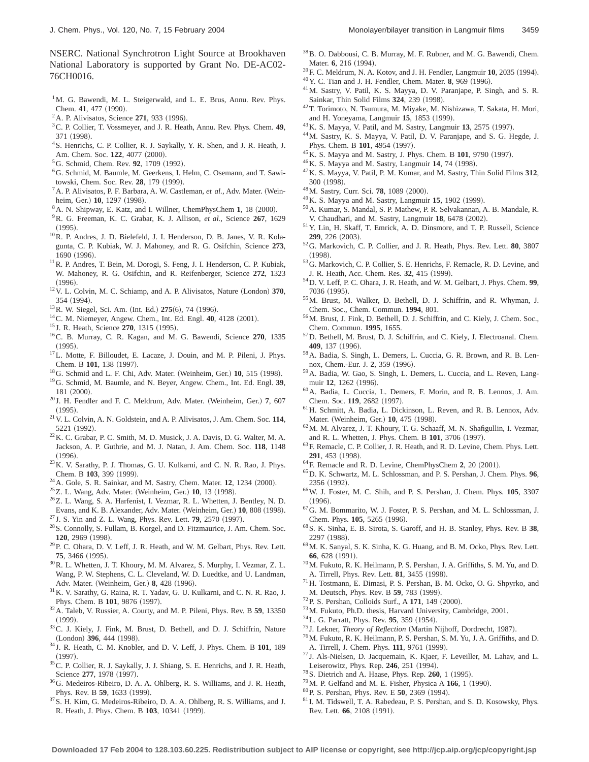NSERC. National Synchrotron Light Source at Brookhaven National Laboratory is supported by Grant No. DE-AC02-76CH0016.

[1] M. G. Bawendi, M. L. Steigerwald, and L. E. Brus, Annu. Rev. Phys. Chem. **41**, 477 (1990).
[2] A. P. Alivisatos, Science **271**, 933 (1996).
[3] C. P. Collier, T. Vossmeyer, and J. R. Heath, Annu. Rev. Phys. Chem. **49**, 371 (1998).
[4] S. Henrichs, C. P. Collier, R. J. Saykally, Y. R. Shen, and J. R. Heath, J. Am. Chem. Soc. **122**, 4077 (2000).
[5] G. Schmid, Chem. Rev. **92**, 1709 (1992).
[6] G. Schmid, M. Baumle, M. Geerkens, I. Helm, C. Osemann, and T. Sawitowski, Chem. Soc. Rev. **28**, 179 (1999).
[7] A. P. Alivisatos, P. F. Barbara, A. W. Castleman, *et al.*, Adv. Mater. (Weinheim, Ger.) **10**, 1297 (1998).
[8] A. N. Shipway, E. Katz, and I. Willner, ChemPhysChem **1**, 18 (2000).
[9] R. G. Freeman, K. C. Grabar, K. J. Allison, *et al.*, Science **267**, 1629 (1995).
[10] R. P. Andres, J. D. Bielefeld, J. I. Henderson, D. B. Janes, V. R. Kolagunta, C. P. Kubiak, W. J. Mahoney, and R. G. Osifchin, Science **273**, 1690 (1996).
[11] R. P. Andres, T. Bein, M. Dorogi, S. Feng, J. I. Henderson, C. P. Kubiak, W. Mahoney, R. G. Osifchin, and R. Reifenberger, Science **272**, 1323 (1996).
[12] V. L. Colvin, M. C. Schiamp, and A. P. Alivisatos, Nature (London) **370**, 354 (1994).
[13] R. W. Siegel, Sci. Am. (Int. Ed.) **275**(6), 74 (1996).
[14] C. M. Niemeyer, Angew. Chem., Int. Ed. Engl. **40**, 4128 (2001).
[15] J. R. Heath, Science **270**, 1315 (1995).
[16] C. B. Murray, C. R. Kagan, and M. G. Bawendi, Science **270**, 1335 (1995).
[17] L. Motte, F. Billoudet, E. Lacaze, J. Douin, and M. P. Pileni, J. Phys. Chem. B **101**, 138 (1997).
[18] G. Schmid and L. F. Chi, Adv. Mater. (Weinheim, Ger.) **10**, 515 (1998).
[19] G. Schmid, M. Baumle, and N. Beyer, Angew. Chem., Int. Ed. Engl. **39**, 181 (2000).
[20] J. H. Fendler and F. C. Meldrum, Adv. Mater. (Weinheim, Ger.) **7**, 607 (1995).
[21] V. L. Colvin, A. N. Goldstein, and A. P. Alivisatos, J. Am. Chem. Soc. **114**, 5221 (1992).
[22] K. C. Grabar, P. C. Smith, M. D. Musick, J. A. Davis, D. G. Walter, M. A. Jackson, A. P. Guthrie, and M. J. Natan, J. Am. Chem. Soc. **118**, 1148 (1996).
[23] K. V. Sarathy, P. J. Thomas, G. U. Kulkarni, and C. N. R. Rao, J. Phys. Chem. B **103**, 399 (1999).
[24] A. Gole, S. R. Sainkar, and M. Sastry, Chem. Mater. **12**, 1234 (2000).
[25] Z. L. Wang, Adv. Mater. (Weinheim, Ger.) **10**, 13 (1998).
[26] Z. L. Wang, S. A. Harfenist, I. Vezmar, R. L. Whetten, J. Bentley, N. D. Evans, and K. B. Alexander, Adv. Mater. (Weinheim, Ger.) **10**, 808 (1998).
[27] J. S. Yin and Z. L. Wang, Phys. Rev. Lett. **79**, 2570 (1997).
[28] S. Connolly, S. Fullam, B. Korgel, and D. Fitzmaurice, J. Am. Chem. Soc. **120**, 2969 (1998).
[29] P. C. Ohara, D. V. Leff, J. R. Heath, and W. M. Gelbart, Phys. Rev. Lett. **75**, 3466 (1995).
[30] R. L. Whetten, J. T. Khoury, M. M. Alvarez, S. Murphy, I. Vezmar, Z. L. Wang, P. W. Stephens, C. L. Cleveland, W. D. Luedtke, and U. Landman, Adv. Mater. (Weinheim, Ger.) **8**, 428 (1996).
[31] K. V. Sarathy, G. Raina, R. T. Yadav, G. U. Kulkarni, and C. N. R. Rao, J. Phys. Chem. B **101**, 9876 (1997).
[32] A. Taleb, V. Russier, A. Courty, and M. P. Pileni, Phys. Rev. B **59**, 13350 (1999).
[33] C. J. Kiely, J. Fink, M. Brust, D. Bethell, and D. J. Schiffrin, Nature (London) **396**, 444 (1998).
[34] J. R. Heath, C. M. Knobler, and D. V. Leff, J. Phys. Chem. B **101**, 189 (1997).
[35] C. P. Collier, R. J. Saykally, J. J. Shiang, S. E. Henrichs, and J. R. Heath, Science **277**, 1978 (1997).
[36] G. Medeiros-Ribeiro, D. A. A. Ohlberg, R. S. Williams, and J. R. Heath, Phys. Rev. B **59**, 1633 (1999).
[37] S. H. Kim, G. Medeiros-Ribeiro, D. A. A. Ohlberg, R. S. Williams, and J. R. Heath, J. Phys. Chem. B **103**, 10341 (1999).
[38] B. O. Dabbousi, C. B. Murray, M. F. Rubner, and M. G. Bawendi, Chem. Mater. **6**, 216 (1994).
[39] F. C. Meldrum, N. A. Kotov, and J. H. Fendler, Langmuir **10**, 2035 (1994).
[40] Y. C. Tian and J. H. Fendler, Chem. Mater. **8**, 969 (1996).
[41] M. Sastry, V. Patil, K. S. Mayya, D. V. Paranjape, P. Singh, and S. R. Sainkar, Thin Solid Films **324**, 239 (1998).
[42] T. Torimoto, N. Tsumura, M. Miyake, M. Nishizawa, T. Sakata, H. Mori, and H. Yoneyama, Langmuir **15**, 1853 (1999).
[43] K. S. Mayya, V. Patil, and M. Sastry, Langmuir **13**, 2575 (1997).
[44] M. Sastry, K. S. Mayya, V. Patil, D. V. Paranjape, and S. G. Hegde, J. Phys. Chem. B **101**, 4954 (1997).
[45] K. S. Mayya and M. Sastry, J. Phys. Chem. B **101**, 9790 (1997).
[46] K. S. Mayya and M. Sastry, Langmuir **14**, 74 (1998).
[47] K. S. Mayya, V. Patil, P. M. Kumar, and M. Sastry, Thin Solid Films **312**, 300 (1998).
[48] M. Sastry, Curr. Sci. **78**, 1089 (2000).
[49] K. S. Mayya and M. Sastry, Langmuir **15**, 1902 (1999).
[50] A. Kumar, S. Mandal, S. P. Mathew, P. R. Selvakannan, A. B. Mandale, R. V. Chaudhari, and M. Sastry, Langmuir **18**, 6478 (2002).
[51] Y. Lin, H. Skaff, T. Emrick, A. D. Dinsmore, and T. P. Russell, Science **299**, 226 (2003).
[52] G. Markovich, C. P. Collier, and J. R. Heath, Phys. Rev. Lett. **80**, 3807 (1998).
[53] G. Markovich, C. P. Collier, S. E. Henrichs, F. Remacle, R. D. Levine, and J. R. Heath, Acc. Chem. Res. **32**, 415 (1999).
[54] D. V. Leff, P. C. Ohara, J. R. Heath, and W. M. Gelbart, J. Phys. Chem. **99**, 7036 (1995).
[55] M. Brust, M. Walker, D. Bethell, D. J. Schiffrin, and R. Whyman, J. Chem. Soc., Chem. Commun. **1994**, 801.
[56] M. Brust, J. Fink, D. Bethell, D. J. Schiffrin, and C. Kiely, J. Chem. Soc., Chem. Commun. **1995**, 1655.
[57] D. Bethell, M. Brust, D. J. Schiffrin, and C. Kiely, J. Electroanal. Chem. **409**, 137 (1996).
[58] A. Badia, S. Singh, L. Demers, L. Cuccia, G. R. Brown, and R. B. Lennox, Chem.-Eur. J. **2**, 359 (1996).
[59] A. Badia, W. Gao, S. Singh, L. Demers, L. Cuccia, and L. Reven, Langmuir **12**, 1262 (1996).
[60] A. Badia, L. Cuccia, L. Demers, F. Morin, and R. B. Lennox, J. Am. Chem. Soc. **119**, 2682 (1997).
[61] H. Schmitt, A. Badia, L. Dickinson, L. Reven, and R. B. Lennox, Adv. Mater. (Weinheim, Ger.) **10**, 475 (1998).
[62] M. M. Alvarez, J. T. Khoury, T. G. Schaaff, M. N. Shafigullin, I. Vezmar, and R. L. Whetten, J. Phys. Chem. B **101**, 3706 (1997).
[63] F. Remacle, C. P. Collier, J. R. Heath, and R. D. Levine, Chem. Phys. Lett. **291**, 453 (1998).
[64] F. Remacle and R. D. Levine, ChemPhysChem **2**, 20 (2001).
[65] D. K. Schwartz, M. L. Schlossman, and P. S. Pershan, J. Chem. Phys. **96**, 2356 (1992).
[66] W. J. Foster, M. C. Shih, and P. S. Pershan, J. Chem. Phys. **105**, 3307 (1996).
[67] G. M. Bommarito, W. J. Foster, P. S. Pershan, and M. L. Schlossman, J. Chem. Phys. **105**, 5265 (1996).
[68] S. K. Sinha, E. B. Sirota, S. Garoff, and H. B. Stanley, Phys. Rev. B **38**, 2297 (1988).
[69] M. K. Sanyal, S. K. Sinha, K. G. Huang, and B. M. Ocko, Phys. Rev. Lett. **66**, 628 (1991).
[70] M. Fukuto, R. K. Heilmann, P. S. Pershan, J. A. Griffiths, S. M. Yu, and D. A. Tirrell, Phys. Rev. Lett. **81**, 3455 (1998).
[71] H. Tostmann, E. Dimasi, P. S. Pershan, B. M. Ocko, O. G. Shpyrko, and M. Deutsch, Phys. Rev. B **59**, 783 (1999).
[72] P. S. Pershan, Colloids Surf., A **171**, 149 (2000).
[73] M. Fukuto, Ph.D. thesis, Harvard University, Cambridge, 2001.
[74] L. G. Parratt, Phys. Rev. **95**, 359 (1954).
[75] J. Lekner, *Theory of Reflection* (Martin Nijhoff, Dordrecht, 1987).
[76] M. Fukuto, R. K. Heilmann, P. S. Pershan, S. M. Yu, J. A. Griffiths, and D. A. Tirrell, J. Chem. Phys. **111**, 9761 (1999).
[77] J. Als-Nielsen, D. Jacquemain, K. Kjaer, F. Leveiller, M. Lahav, and L. Leiserowitz, Phys. Rep. **246**, 251 (1994).
[78] S. Dietrich and A. Haase, Phys. Rep. **260**, 1 (1995).
[79] M. P. Gelfand and M. E. Fisher, Physica A **166**, 1 (1990).
[80] P. S. Pershan, Phys. Rev. E **50**, 2369 (1994).
[81] I. M. Tidswell, T. A. Rabedeau, P. S. Pershan, and S. D. Kosowsky, Phys. Rev. Lett. **66**, 2108 (1991).